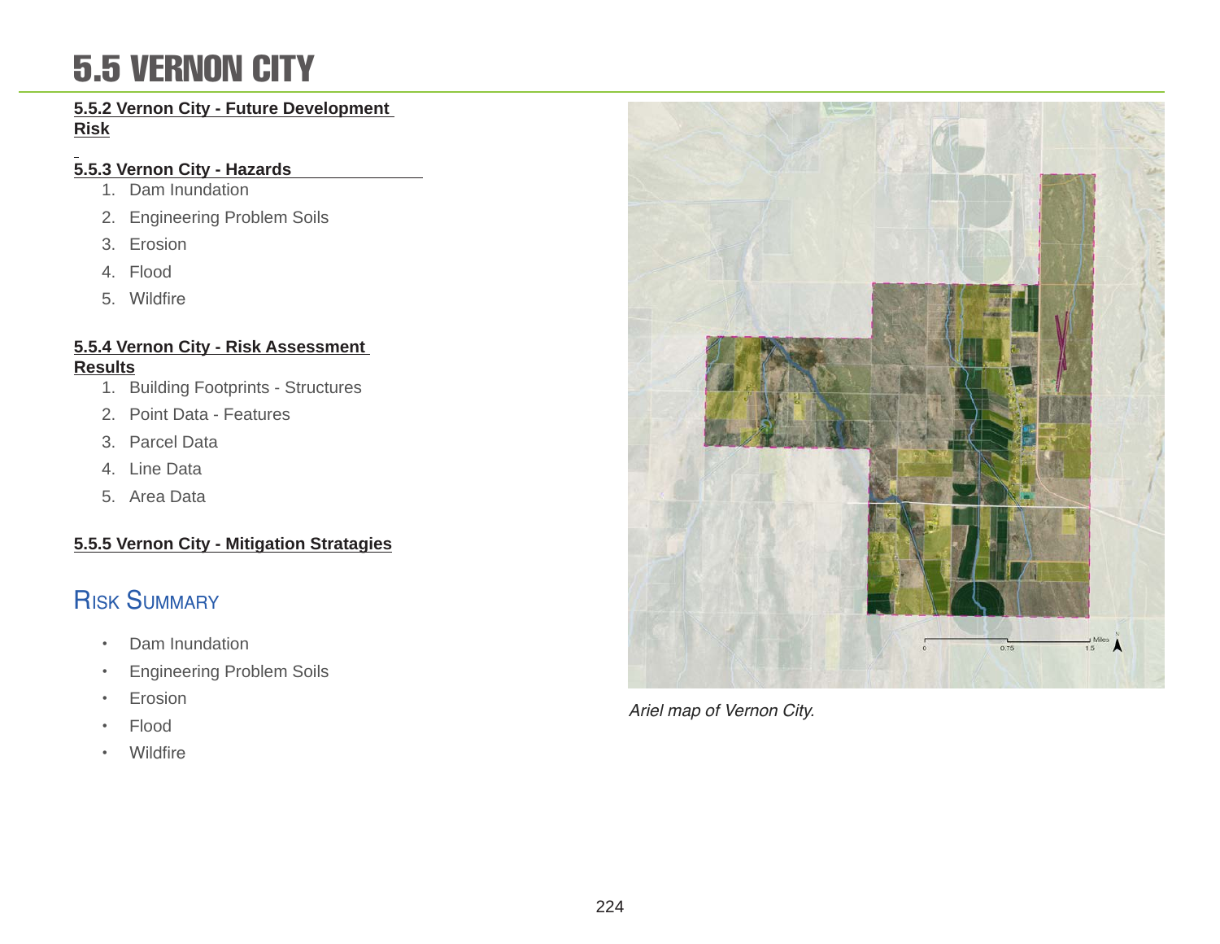# 5.5 VERNON CITY

**5.5.2 Vernon City - Future Development Risk**

**5.5.3 Vernon City - Hazards**

1. Dam Inundation
2. Engineering Problem Soils
3. Erosion
4. Flood
5. Wildfire

**5.5.4 Vernon City - Risk Assessment Results**

1. Building Footprints - Structures
2. Point Data - Features
3. Parcel Data
4. Line Data
5. Area Data

**5.5.5 Vernon City - Mitigation Stratagies**

## Risk Summary

- Dam Inundation
- Engineering Problem Soils
- Erosion
- Flood
- Wildfire

*Ariel map of Vernon City.*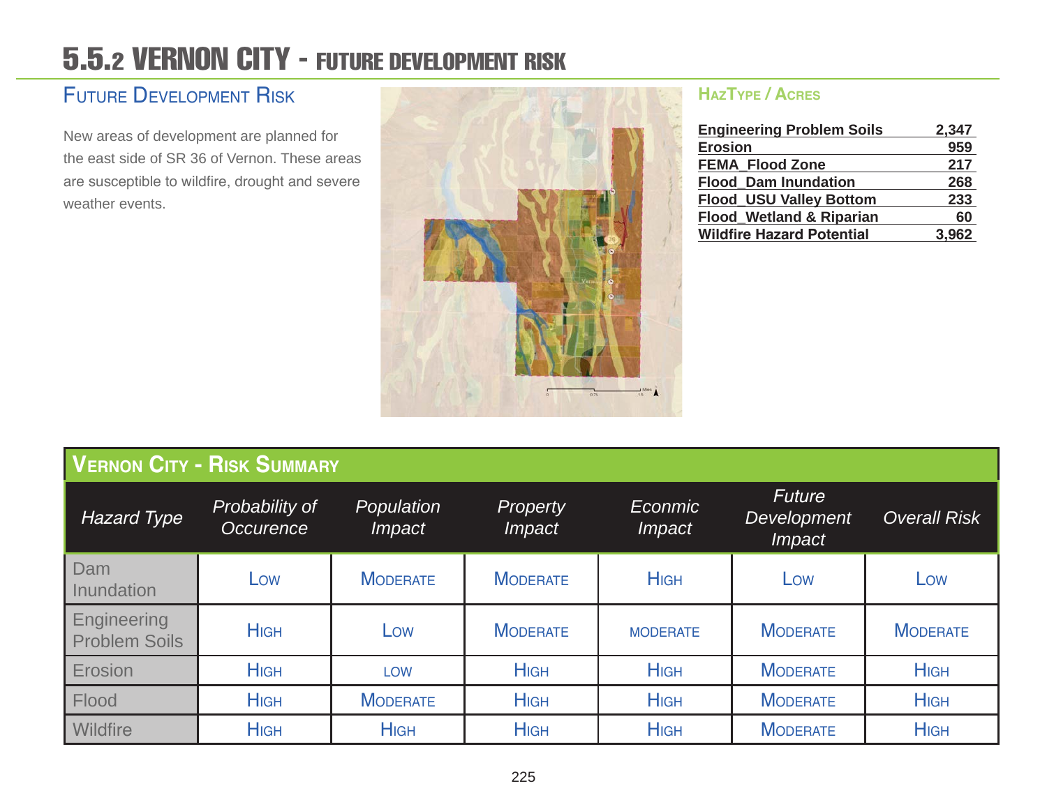# 5.5.2 VERNON CITY - FUTURE DEVELOPMENT RISK

## Future Development Risk

New areas of development are planned for the east side of SR 36 of Vernon. These areas are susceptible to wildfire, drought and severe weather events.

### HazType / Acres

| | |
|---|---|
| Engineering Problem Soils | 2,347 |
| Erosion | 959 |
| FEMA_Flood Zone | 217 |
| Flood_Dam Inundation | 268 |
| Flood_USU Valley Bottom | 233 |
| Flood_Wetland & Riparian | 60 |
| Wildfire Hazard Potential | 3,962 |

## Vernon City - Risk Summary

| *Hazard Type* | *Probability of Occurence* | *Population Impact* | *Property Impact* | *Econmic Impact* | *Future Development Impact* | *Overall Risk* |
|---|---|---|---|---|---|---|
| Dam Inundation | Low | Moderate | Moderate | High | Low | Low |
| Engineering Problem Soils | High | Low | Moderate | moderate | Moderate | Moderate |
| Erosion | High | low | High | High | Moderate | High |
| Flood | High | Moderate | High | High | Moderate | High |
| Wildfire | High | High | High | High | Moderate | High |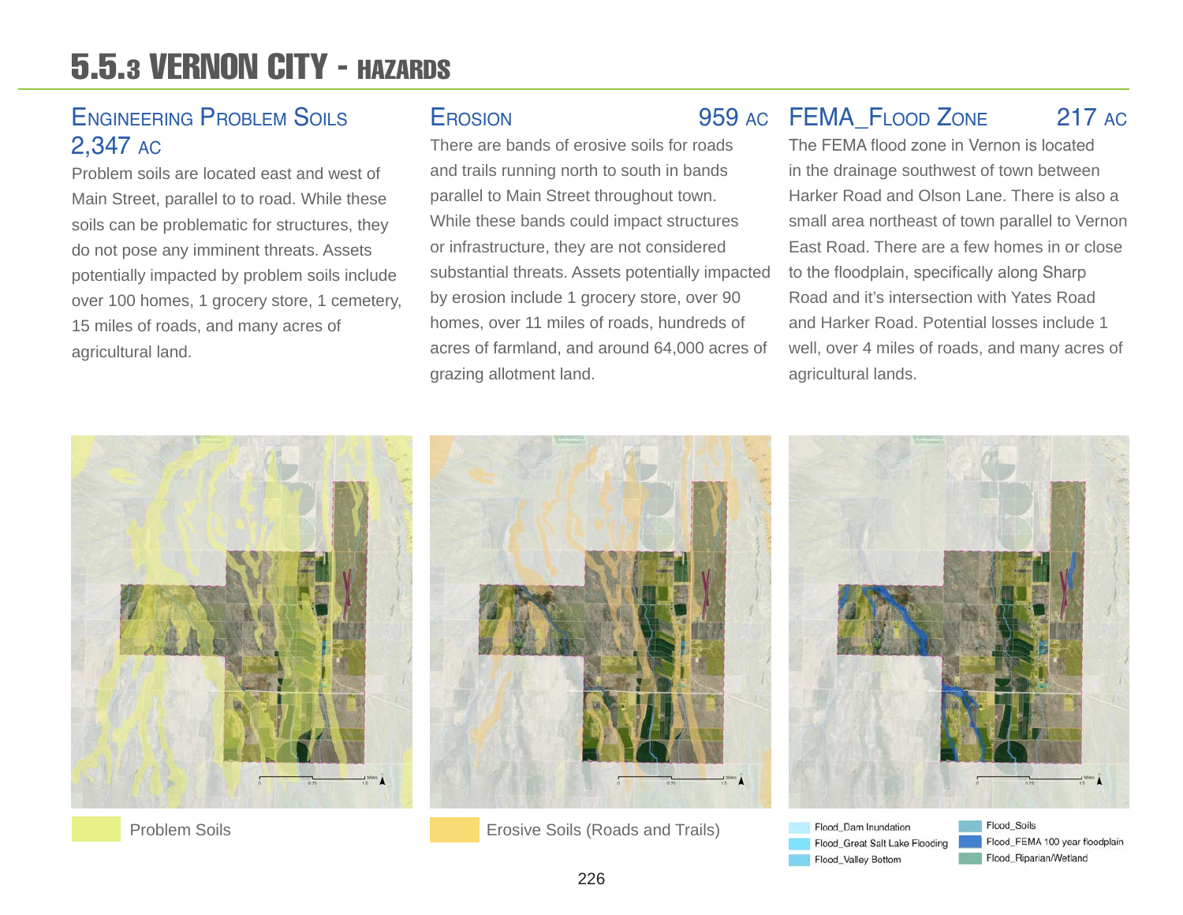# 5.5.3 VERNON CITY - HAZARDS

## Engineering Problem Soils 2,347 AC

Problem soils are located east and west of Main Street, parallel to to road. While these soils can be problematic for structures, they do not pose any imminent threats. Assets potentially impacted by problem soils include over 100 homes, 1 grocery store, 1 cemetery, 15 miles of roads, and many acres of agricultural land.

## Erosion 959 AC

There are bands of erosive soils for roads and trails running north to south in bands parallel to Main Street throughout town. While these bands could impact structures or infrastructure, they are not considered substantial threats. Assets potentially impacted by erosion include 1 grocery store, over 90 homes, over 11 miles of roads, hundreds of acres of farmland, and around 64,000 acres of grazing allotment land.

## FEMA_Flood Zone 217 AC

The FEMA flood zone in Vernon is located in the drainage southwest of town between Harker Road and Olson Lane. There is also a small area northeast of town parallel to Vernon East Road. There are a few homes in or close to the floodplain, specifically along Sharp Road and it's intersection with Yates Road and Harker Road. Potential losses include 1 well, over 4 miles of roads, and many acres of agricultural lands.

Problem Soils

Erosive Soils (Roads and Trails)

Flood_Dam Inundation
Flood_Great Salt Lake Flooding
Flood_Valley Bottom
Flood_Soils
Flood_FEMA 100 year floodplain
Flood_Riparian/Wetland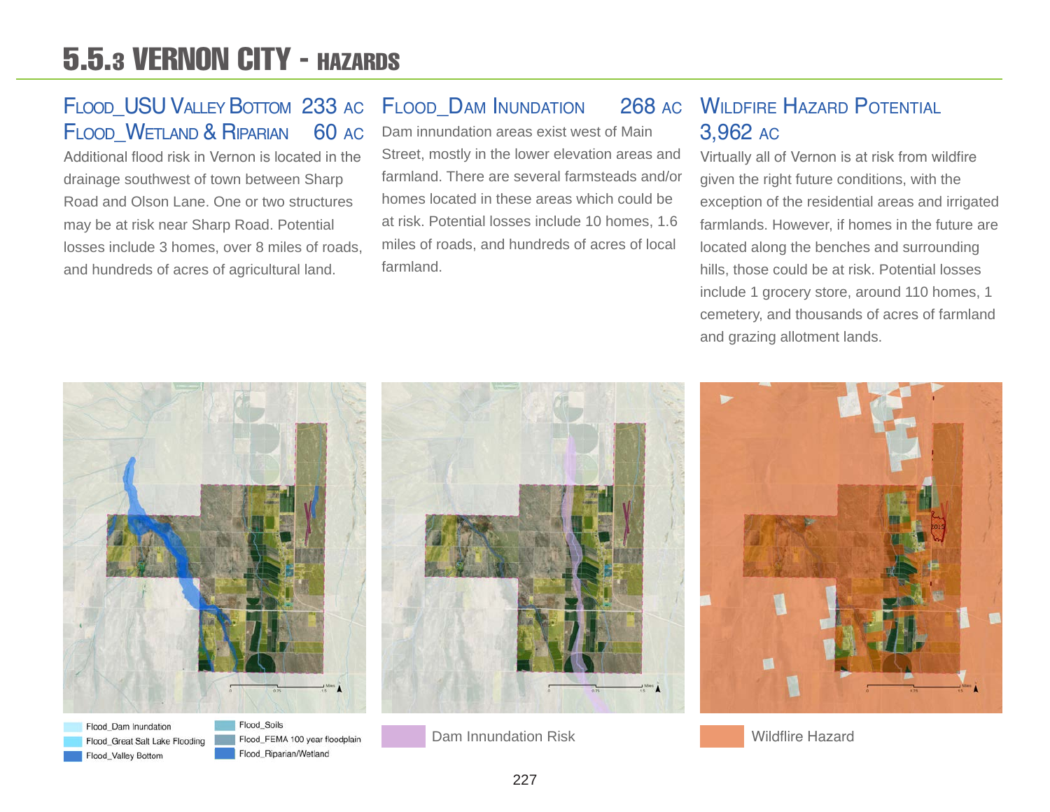# 5.5.3 VERNON CITY - HAZARDS

### FLOOD_USU VALLEY BOTTOM 233 AC
### FLOOD_WETLAND & RIPARIAN 60 AC

Additional flood risk in Vernon is located in the drainage southwest of town between Sharp Road and Olson Lane. One or two structures may be at risk near Sharp Road. Potential losses include 3 homes, over 8 miles of roads, and hundreds of acres of agricultural land.

### FLOOD_DAM INUNDATION 268 AC

Dam innundation areas exist west of Main Street, mostly in the lower elevation areas and farmland. There are several farmsteads and/or homes located in these areas which could be at risk. Potential losses include 10 homes, 1.6 miles of roads, and hundreds of acres of local farmland.

### WILDFIRE HAZARD POTENTIAL 3,962 AC

Virtually all of Vernon is at risk from wildfire given the right future conditions, with the exception of the residential areas and irrigated farmlands. However, if homes in the future are located along the benches and surrounding hills, those could be at risk. Potential losses include 1 grocery store, around 110 homes, 1 cemetery, and thousands of acres of farmland and grazing allotment lands.

Flood_Dam Inundation
Flood_Great Salt Lake Flooding
Flood_Valley Bottom
Flood_Soils
Flood_FEMA 100 year floodplain
Flood_Riparian/Wetland

Dam Innundation Risk

Wildfire Hazard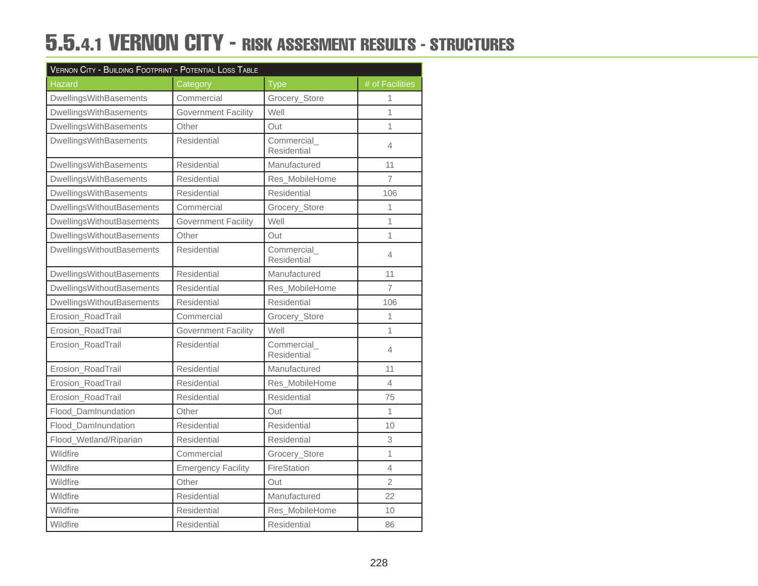# 5.5.4.1 VERNON CITY - RISK ASSESMENT RESULTS - STRUCTURES

| Vernon City - Building Footprint - Potential Loss Table | | | |
|---|---|---|---|
| Hazard | Category | Type | # of Facilities |
| DwellingsWithBasements | Commercial | Grocery_Store | 1 |
| DwellingsWithBasements | Government Facility | Well | 1 |
| DwellingsWithBasements | Other | Out | 1 |
| DwellingsWithBasements | Residential | Commercial_ Residential | 4 |
| DwellingsWithBasements | Residential | Manufactured | 11 |
| DwellingsWithBasements | Residential | Res_MobileHome | 7 |
| DwellingsWithBasements | Residential | Residential | 106 |
| DwellingsWithoutBasements | Commercial | Grocery_Store | 1 |
| DwellingsWithoutBasements | Government Facility | Well | 1 |
| DwellingsWithoutBasements | Other | Out | 1 |
| DwellingsWithoutBasements | Residential | Commercial_ Residential | 4 |
| DwellingsWithoutBasements | Residential | Manufactured | 11 |
| DwellingsWithoutBasements | Residential | Res_MobileHome | 7 |
| DwellingsWithoutBasements | Residential | Residential | 106 |
| Erosion_RoadTrail | Commercial | Grocery_Store | 1 |
| Erosion_RoadTrail | Government Facility | Well | 1 |
| Erosion_RoadTrail | Residential | Commercial_ Residential | 4 |
| Erosion_RoadTrail | Residential | Manufactured | 11 |
| Erosion_RoadTrail | Residential | Res_MobileHome | 4 |
| Erosion_RoadTrail | Residential | Residential | 75 |
| Flood_DamInundation | Other | Out | 1 |
| Flood_DamInundation | Residential | Residential | 10 |
| Flood_Wetland/Riparian | Residential | Residential | 3 |
| Wildfire | Commercial | Grocery_Store | 1 |
| Wildfire | Emergency Facility | FireStation | 4 |
| Wildfire | Other | Out | 2 |
| Wildfire | Residential | Manufactured | 22 |
| Wildfire | Residential | Res_MobileHome | 10 |
| Wildfire | Residential | Residential | 86 |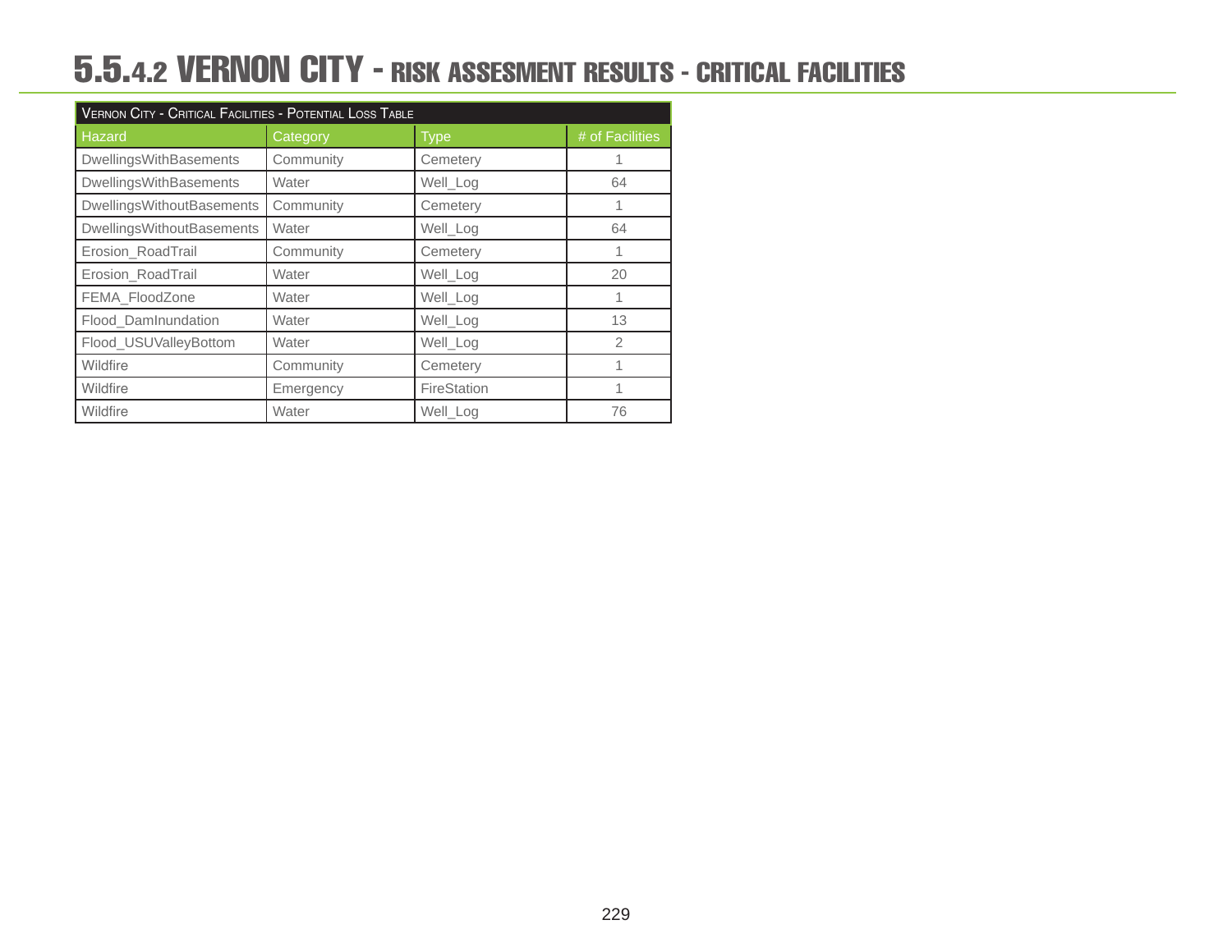# 5.5.4.2 VERNON CITY - RISK ASSESMENT RESULTS - CRITICAL FACILITIES

| Vernon City - Critical Facilities - Potential Loss Table | | | |
|---|---|---|---|
| Hazard | Category | Type | # of Facilities |
| DwellingsWithBasements | Community | Cemetery | 1 |
| DwellingsWithBasements | Water | Well_Log | 64 |
| DwellingsWithoutBasements | Community | Cemetery | 1 |
| DwellingsWithoutBasements | Water | Well_Log | 64 |
| Erosion_RoadTrail | Community | Cemetery | 1 |
| Erosion_RoadTrail | Water | Well_Log | 20 |
| FEMA_FloodZone | Water | Well_Log | 1 |
| Flood_DamInundation | Water | Well_Log | 13 |
| Flood_USUValleyBottom | Water | Well_Log | 2 |
| Wildfire | Community | Cemetery | 1 |
| Wildfire | Emergency | FireStation | 1 |
| Wildfire | Water | Well_Log | 76 |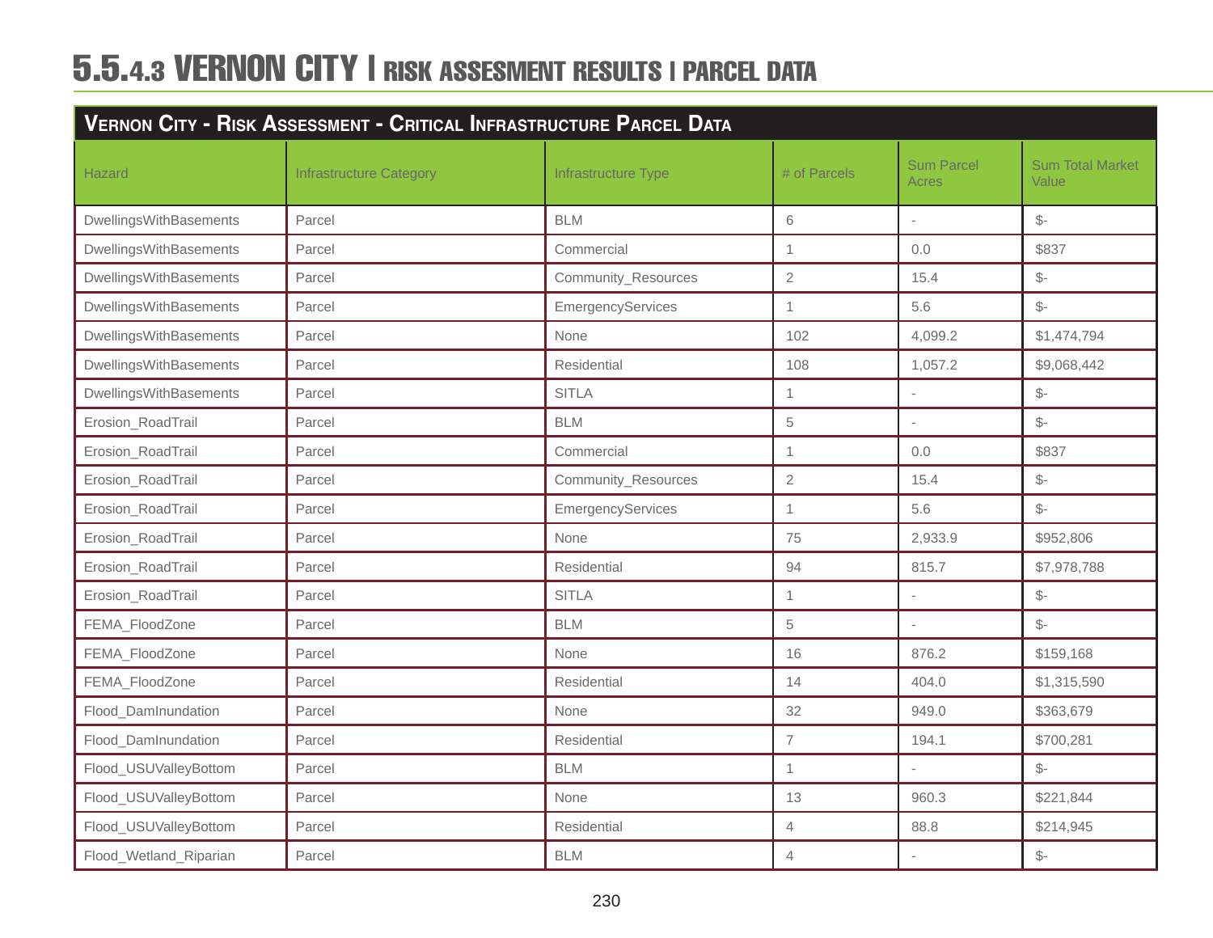# 5.5.4.3 VERNON CITY | RISK ASSESMENT RESULTS | PARCEL DATA

| Vernon City - Risk Assessment - Critical Infrastructure Parcel Data | | | | | |
|---|---|---|---|---|---|
| Hazard | Infrastructure Category | Infrastructure Type | # of Parcels | Sum Parcel Acres | Sum Total Market Value |
| DwellingsWithBasements | Parcel | BLM | 6 | - | $- |
| DwellingsWithBasements | Parcel | Commercial | 1 | 0.0 | $837 |
| DwellingsWithBasements | Parcel | Community_Resources | 2 | 15.4 | $- |
| DwellingsWithBasements | Parcel | EmergencyServices | 1 | 5.6 | $- |
| DwellingsWithBasements | Parcel | None | 102 | 4,099.2 | $1,474,794 |
| DwellingsWithBasements | Parcel | Residential | 108 | 1,057.2 | $9,068,442 |
| DwellingsWithBasements | Parcel | SITLA | 1 | - | $- |
| Erosion_RoadTrail | Parcel | BLM | 5 | - | $- |
| Erosion_RoadTrail | Parcel | Commercial | 1 | 0.0 | $837 |
| Erosion_RoadTrail | Parcel | Community_Resources | 2 | 15.4 | $- |
| Erosion_RoadTrail | Parcel | EmergencyServices | 1 | 5.6 | $- |
| Erosion_RoadTrail | Parcel | None | 75 | 2,933.9 | $952,806 |
| Erosion_RoadTrail | Parcel | Residential | 94 | 815.7 | $7,978,788 |
| Erosion_RoadTrail | Parcel | SITLA | 1 | - | $- |
| FEMA_FloodZone | Parcel | BLM | 5 | - | $- |
| FEMA_FloodZone | Parcel | None | 16 | 876.2 | $159,168 |
| FEMA_FloodZone | Parcel | Residential | 14 | 404.0 | $1,315,590 |
| Flood_DamInundation | Parcel | None | 32 | 949.0 | $363,679 |
| Flood_DamInundation | Parcel | Residential | 7 | 194.1 | $700,281 |
| Flood_USUValleyBottom | Parcel | BLM | 1 | - | $- |
| Flood_USUValleyBottom | Parcel | None | 13 | 960.3 | $221,844 |
| Flood_USUValleyBottom | Parcel | Residential | 4 | 88.8 | $214,945 |
| Flood_Wetland_Riparian | Parcel | BLM | 4 | - | $- |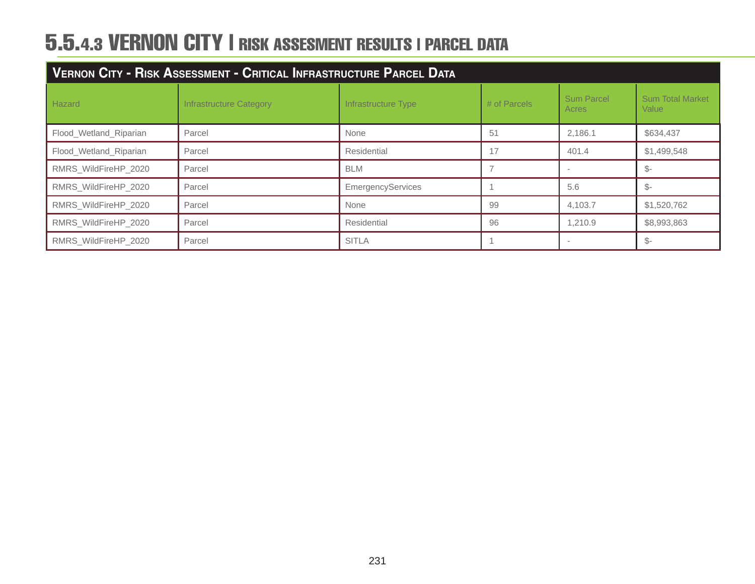# 5.5.4.3 VERNON CITY | RISK ASSESEMENT RESULTS | PARCEL DATA

| Vernon City - Risk Assessment - Critical Infrastructure Parcel Data | | | | | |
|---|---|---|---|---|---|
| Hazard | Infrastructure Category | Infrastructure Type | # of Parcels | Sum Parcel Acres | Sum Total Market Value |
| Flood_Wetland_Riparian | Parcel | None | 51 | 2,186.1 | $634,437 |
| Flood_Wetland_Riparian | Parcel | Residential | 17 | 401.4 | $1,499,548 |
| RMRS_WildFireHP_2020 | Parcel | BLM | 7 | - | $- |
| RMRS_WildFireHP_2020 | Parcel | EmergencyServices | 1 | 5.6 | $- |
| RMRS_WildFireHP_2020 | Parcel | None | 99 | 4,103.7 | $1,520,762 |
| RMRS_WildFireHP_2020 | Parcel | Residential | 96 | 1,210.9 | $8,993,863 |
| RMRS_WildFireHP_2020 | Parcel | SITLA | 1 | - | $- |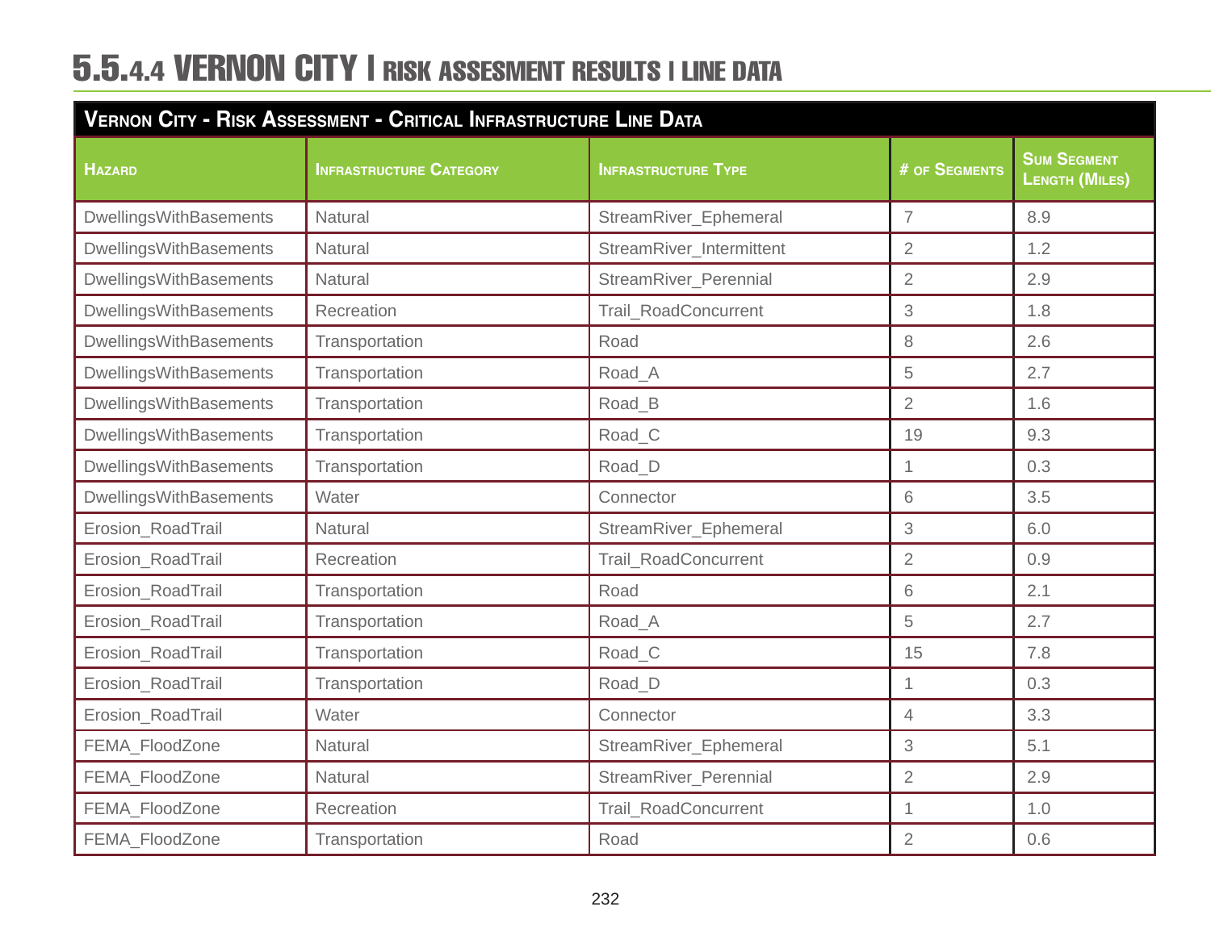# 5.5.4.4 VERNON CITY | RISK ASSESMENT RESULTS | LINE DATA

| Vernon City - Risk Assessment - Critical Infrastructure Line Data | | | | |
|---|---|---|---|---|
| **Hazard** | **Infrastructure Category** | **Infrastructure Type** | **# of Segments** | **Sum Segment Length (Miles)** |
| DwellingsWithBasements | Natural | StreamRiver_Ephemeral | 7 | 8.9 |
| DwellingsWithBasements | Natural | StreamRiver_Intermittent | 2 | 1.2 |
| DwellingsWithBasements | Natural | StreamRiver_Perennial | 2 | 2.9 |
| DwellingsWithBasements | Recreation | Trail_RoadConcurrent | 3 | 1.8 |
| DwellingsWithBasements | Transportation | Road | 8 | 2.6 |
| DwellingsWithBasements | Transportation | Road_A | 5 | 2.7 |
| DwellingsWithBasements | Transportation | Road_B | 2 | 1.6 |
| DwellingsWithBasements | Transportation | Road_C | 19 | 9.3 |
| DwellingsWithBasements | Transportation | Road_D | 1 | 0.3 |
| DwellingsWithBasements | Water | Connector | 6 | 3.5 |
| Erosion_RoadTrail | Natural | StreamRiver_Ephemeral | 3 | 6.0 |
| Erosion_RoadTrail | Recreation | Trail_RoadConcurrent | 2 | 0.9 |
| Erosion_RoadTrail | Transportation | Road | 6 | 2.1 |
| Erosion_RoadTrail | Transportation | Road_A | 5 | 2.7 |
| Erosion_RoadTrail | Transportation | Road_C | 15 | 7.8 |
| Erosion_RoadTrail | Transportation | Road_D | 1 | 0.3 |
| Erosion_RoadTrail | Water | Connector | 4 | 3.3 |
| FEMA_FloodZone | Natural | StreamRiver_Ephemeral | 3 | 5.1 |
| FEMA_FloodZone | Natural | StreamRiver_Perennial | 2 | 2.9 |
| FEMA_FloodZone | Recreation | Trail_RoadConcurrent | 1 | 1.0 |
| FEMA_FloodZone | Transportation | Road | 2 | 0.6 |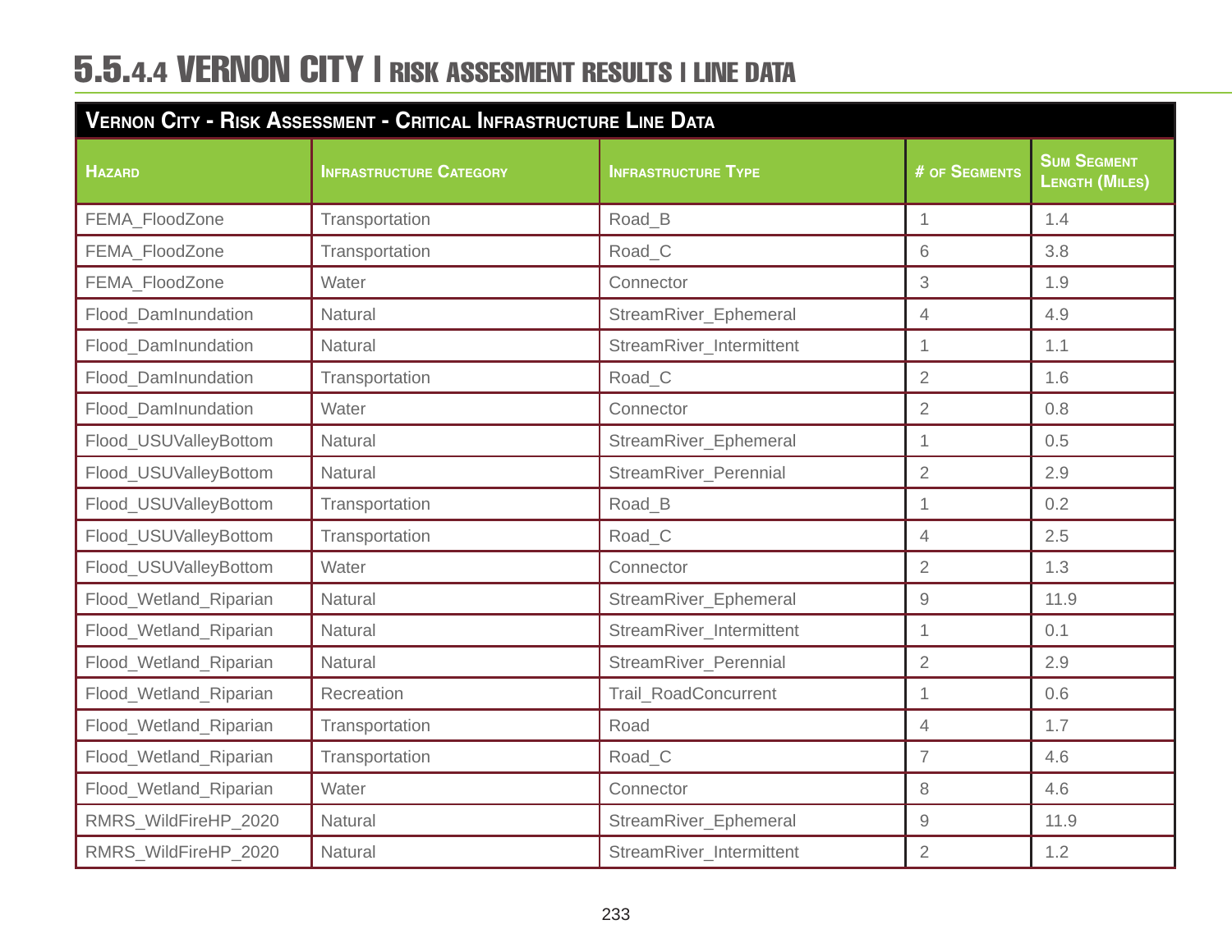# 5.5.4.4 VERNON CITY | RISK ASSESEMENT RESULTS | LINE DATA

| Vernon City - Risk Assessment - Critical Infrastructure Line Data | | | | |
|---|---|---|---|---|
| **Hazard** | **Infrastructure Category** | **Infrastructure Type** | **# of Segments** | **Sum Segment Length (Miles)** |
| FEMA_FloodZone | Transportation | Road_B | 1 | 1.4 |
| FEMA_FloodZone | Transportation | Road_C | 6 | 3.8 |
| FEMA_FloodZone | Water | Connector | 3 | 1.9 |
| Flood_DamInundation | Natural | StreamRiver_Ephemeral | 4 | 4.9 |
| Flood_DamInundation | Natural | StreamRiver_Intermittent | 1 | 1.1 |
| Flood_DamInundation | Transportation | Road_C | 2 | 1.6 |
| Flood_DamInundation | Water | Connector | 2 | 0.8 |
| Flood_USUValleyBottom | Natural | StreamRiver_Ephemeral | 1 | 0.5 |
| Flood_USUValleyBottom | Natural | StreamRiver_Perennial | 2 | 2.9 |
| Flood_USUValleyBottom | Transportation | Road_B | 1 | 0.2 |
| Flood_USUValleyBottom | Transportation | Road_C | 4 | 2.5 |
| Flood_USUValleyBottom | Water | Connector | 2 | 1.3 |
| Flood_Wetland_Riparian | Natural | StreamRiver_Ephemeral | 9 | 11.9 |
| Flood_Wetland_Riparian | Natural | StreamRiver_Intermittent | 1 | 0.1 |
| Flood_Wetland_Riparian | Natural | StreamRiver_Perennial | 2 | 2.9 |
| Flood_Wetland_Riparian | Recreation | Trail_RoadConcurrent | 1 | 0.6 |
| Flood_Wetland_Riparian | Transportation | Road | 4 | 1.7 |
| Flood_Wetland_Riparian | Transportation | Road_C | 7 | 4.6 |
| Flood_Wetland_Riparian | Water | Connector | 8 | 4.6 |
| RMRS_WildFireHP_2020 | Natural | StreamRiver_Ephemeral | 9 | 11.9 |
| RMRS_WildFireHP_2020 | Natural | StreamRiver_Intermittent | 2 | 1.2 |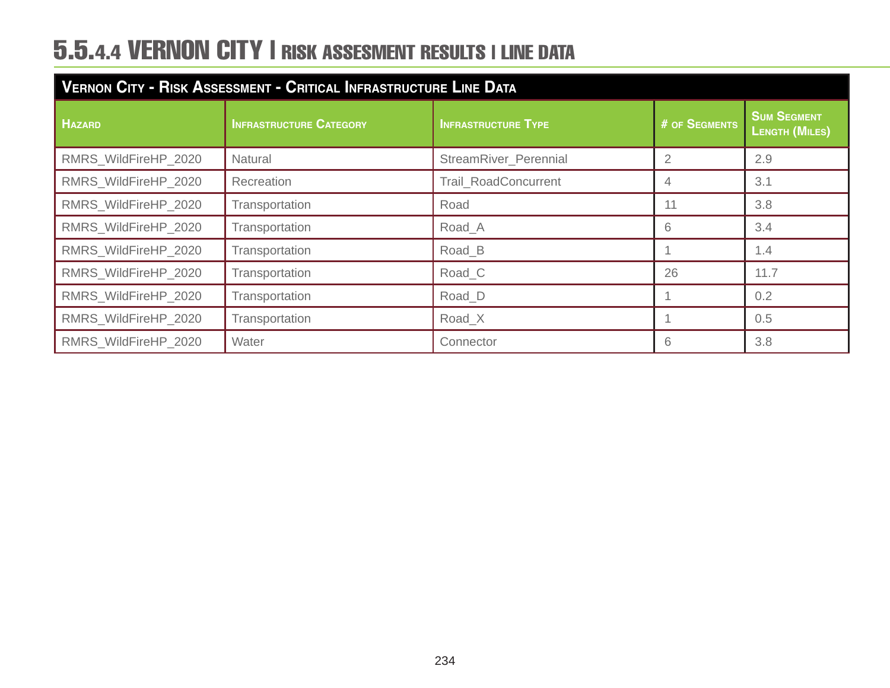## 5.5.4.4 VERNON CITY | RISK ASSESMENT RESULTS | LINE DATA

| Vernon City - Risk Assessment - Critical Infrastructure Line Data | | | | |
|---|---|---|---|---|
| **Hazard** | **Infrastructure Category** | **Infrastructure Type** | **# of Segments** | **Sum Segment Length (Miles)** |
| RMRS_WildFireHP_2020 | Natural | StreamRiver_Perennial | 2 | 2.9 |
| RMRS_WildFireHP_2020 | Recreation | Trail_RoadConcurrent | 4 | 3.1 |
| RMRS_WildFireHP_2020 | Transportation | Road | 11 | 3.8 |
| RMRS_WildFireHP_2020 | Transportation | Road_A | 6 | 3.4 |
| RMRS_WildFireHP_2020 | Transportation | Road_B | 1 | 1.4 |
| RMRS_WildFireHP_2020 | Transportation | Road_C | 26 | 11.7 |
| RMRS_WildFireHP_2020 | Transportation | Road_D | 1 | 0.2 |
| RMRS_WildFireHP_2020 | Transportation | Road_X | 1 | 0.5 |
| RMRS_WildFireHP_2020 | Water | Connector | 6 | 3.8 |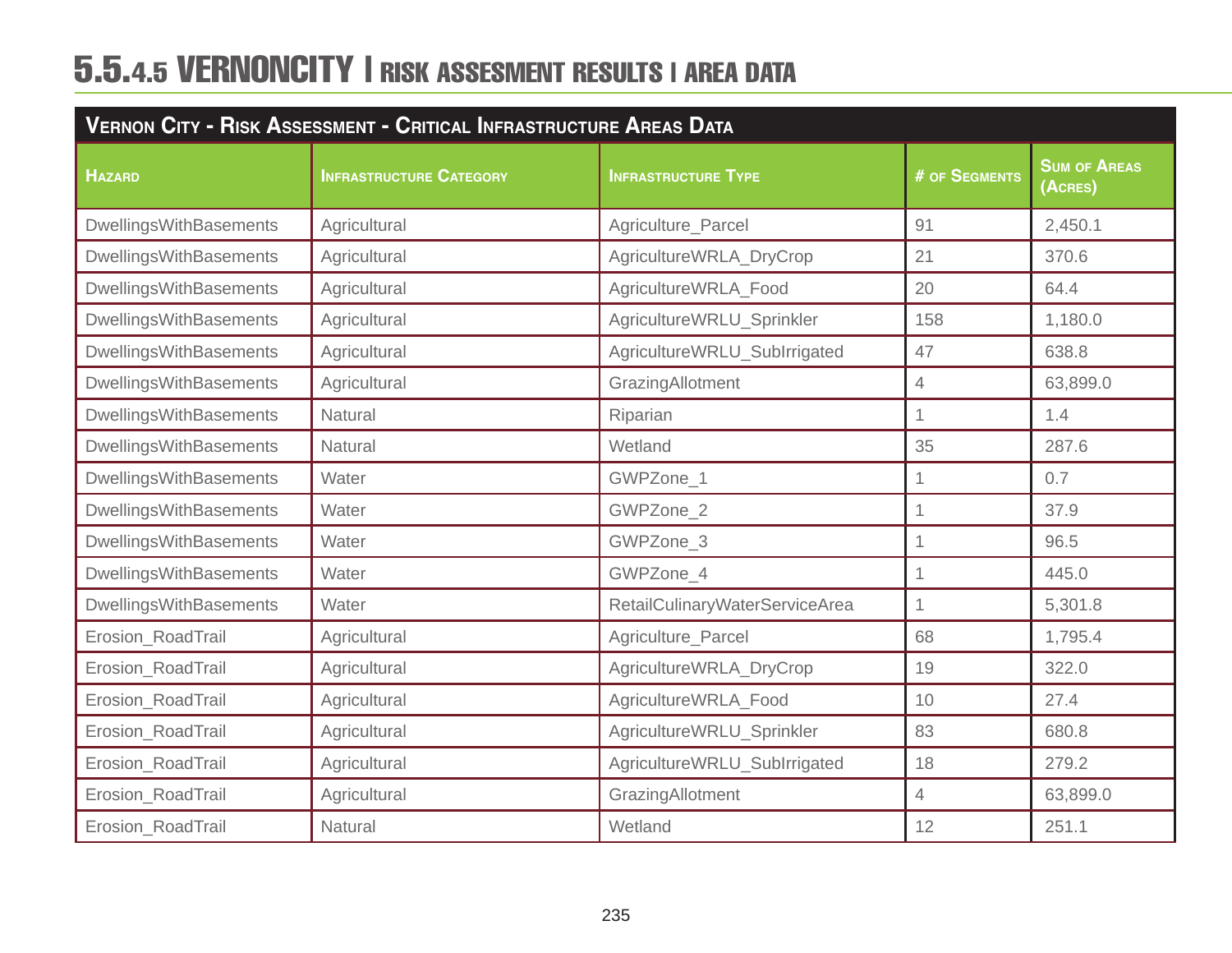# 5.5.4.5 VERNONCITY | RISK ASSESMENT RESULTS | AREA DATA

| Vernon City - Risk Assessment - Critical Infrastructure Areas Data | | | | |
|---|---|---|---|---|
| **Hazard** | **Infrastructure Category** | **Infrastructure Type** | **# of Segments** | **Sum of Areas (Acres)** |
| DwellingsWithBasements | Agricultural | Agriculture_Parcel | 91 | 2,450.1 |
| DwellingsWithBasements | Agricultural | AgricultureWRLA_DryCrop | 21 | 370.6 |
| DwellingsWithBasements | Agricultural | AgricultureWRLA_Food | 20 | 64.4 |
| DwellingsWithBasements | Agricultural | AgricultureWRLU_Sprinkler | 158 | 1,180.0 |
| DwellingsWithBasements | Agricultural | AgricultureWRLU_SubIrrigated | 47 | 638.8 |
| DwellingsWithBasements | Agricultural | GrazingAllotment | 4 | 63,899.0 |
| DwellingsWithBasements | Natural | Riparian | 1 | 1.4 |
| DwellingsWithBasements | Natural | Wetland | 35 | 287.6 |
| DwellingsWithBasements | Water | GWPZone_1 | 1 | 0.7 |
| DwellingsWithBasements | Water | GWPZone_2 | 1 | 37.9 |
| DwellingsWithBasements | Water | GWPZone_3 | 1 | 96.5 |
| DwellingsWithBasements | Water | GWPZone_4 | 1 | 445.0 |
| DwellingsWithBasements | Water | RetailCulinaryWaterServiceArea | 1 | 5,301.8 |
| Erosion_RoadTrail | Agricultural | Agriculture_Parcel | 68 | 1,795.4 |
| Erosion_RoadTrail | Agricultural | AgricultureWRLA_DryCrop | 19 | 322.0 |
| Erosion_RoadTrail | Agricultural | AgricultureWRLA_Food | 10 | 27.4 |
| Erosion_RoadTrail | Agricultural | AgricultureWRLU_Sprinkler | 83 | 680.8 |
| Erosion_RoadTrail | Agricultural | AgricultureWRLU_SubIrrigated | 18 | 279.2 |
| Erosion_RoadTrail | Agricultural | GrazingAllotment | 4 | 63,899.0 |
| Erosion_RoadTrail | Natural | Wetland | 12 | 251.1 |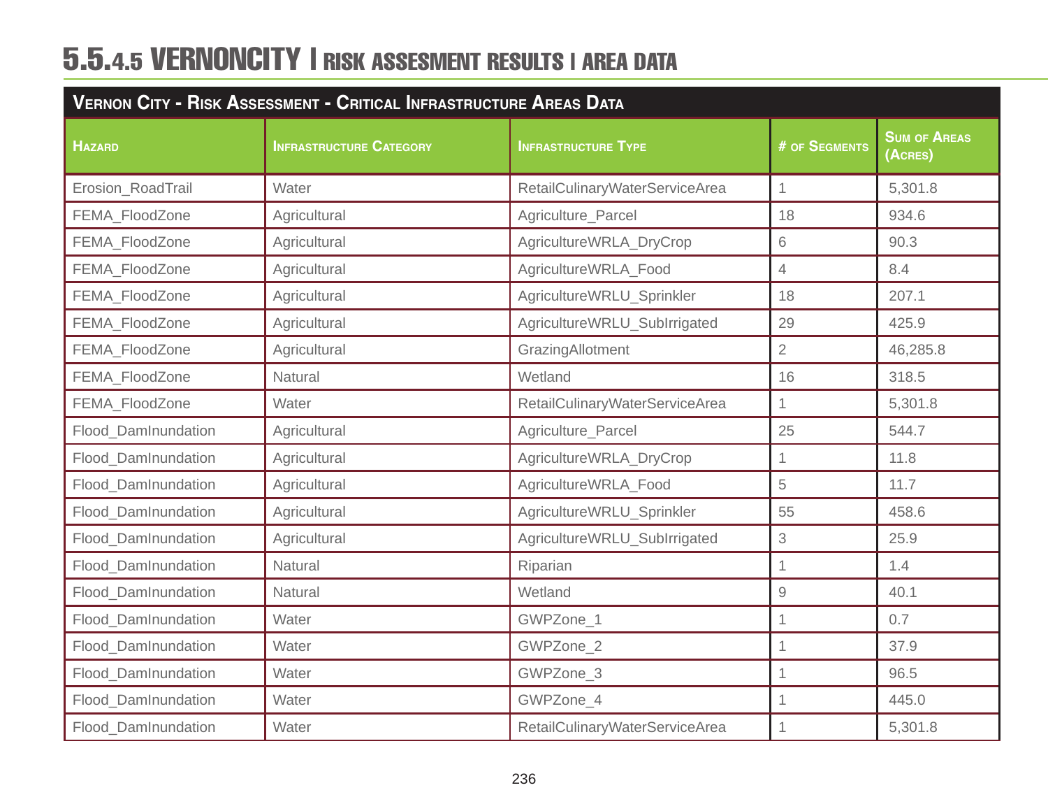# 5.5.4.5 VERNONCITY | RISK ASSESMENT RESULTS | AREA DATA

| Vernon City - Risk Assessment - Critical Infrastructure Areas Data | | | | |
|---|---|---|---|---|
| Hazard | Infrastructure Category | Infrastructure Type | # of Segments | Sum of Areas (Acres) |
| Erosion_RoadTrail | Water | RetailCulinaryWaterServiceArea | 1 | 5,301.8 |
| FEMA_FloodZone | Agricultural | Agriculture_Parcel | 18 | 934.6 |
| FEMA_FloodZone | Agricultural | AgricultureWRLA_DryCrop | 6 | 90.3 |
| FEMA_FloodZone | Agricultural | AgricultureWRLA_Food | 4 | 8.4 |
| FEMA_FloodZone | Agricultural | AgricultureWRLU_Sprinkler | 18 | 207.1 |
| FEMA_FloodZone | Agricultural | AgricultureWRLU_SubIrrigated | 29 | 425.9 |
| FEMA_FloodZone | Agricultural | GrazingAllotment | 2 | 46,285.8 |
| FEMA_FloodZone | Natural | Wetland | 16 | 318.5 |
| FEMA_FloodZone | Water | RetailCulinaryWaterServiceArea | 1 | 5,301.8 |
| Flood_DamInundation | Agricultural | Agriculture_Parcel | 25 | 544.7 |
| Flood_DamInundation | Agricultural | AgricultureWRLA_DryCrop | 1 | 11.8 |
| Flood_DamInundation | Agricultural | AgricultureWRLA_Food | 5 | 11.7 |
| Flood_DamInundation | Agricultural | AgricultureWRLU_Sprinkler | 55 | 458.6 |
| Flood_DamInundation | Agricultural | AgricultureWRLU_SubIrrigated | 3 | 25.9 |
| Flood_DamInundation | Natural | Riparian | 1 | 1.4 |
| Flood_DamInundation | Natural | Wetland | 9 | 40.1 |
| Flood_DamInundation | Water | GWPZone_1 | 1 | 0.7 |
| Flood_DamInundation | Water | GWPZone_2 | 1 | 37.9 |
| Flood_DamInundation | Water | GWPZone_3 | 1 | 96.5 |
| Flood_DamInundation | Water | GWPZone_4 | 1 | 445.0 |
| Flood_DamInundation | Water | RetailCulinaryWaterServiceArea | 1 | 5,301.8 |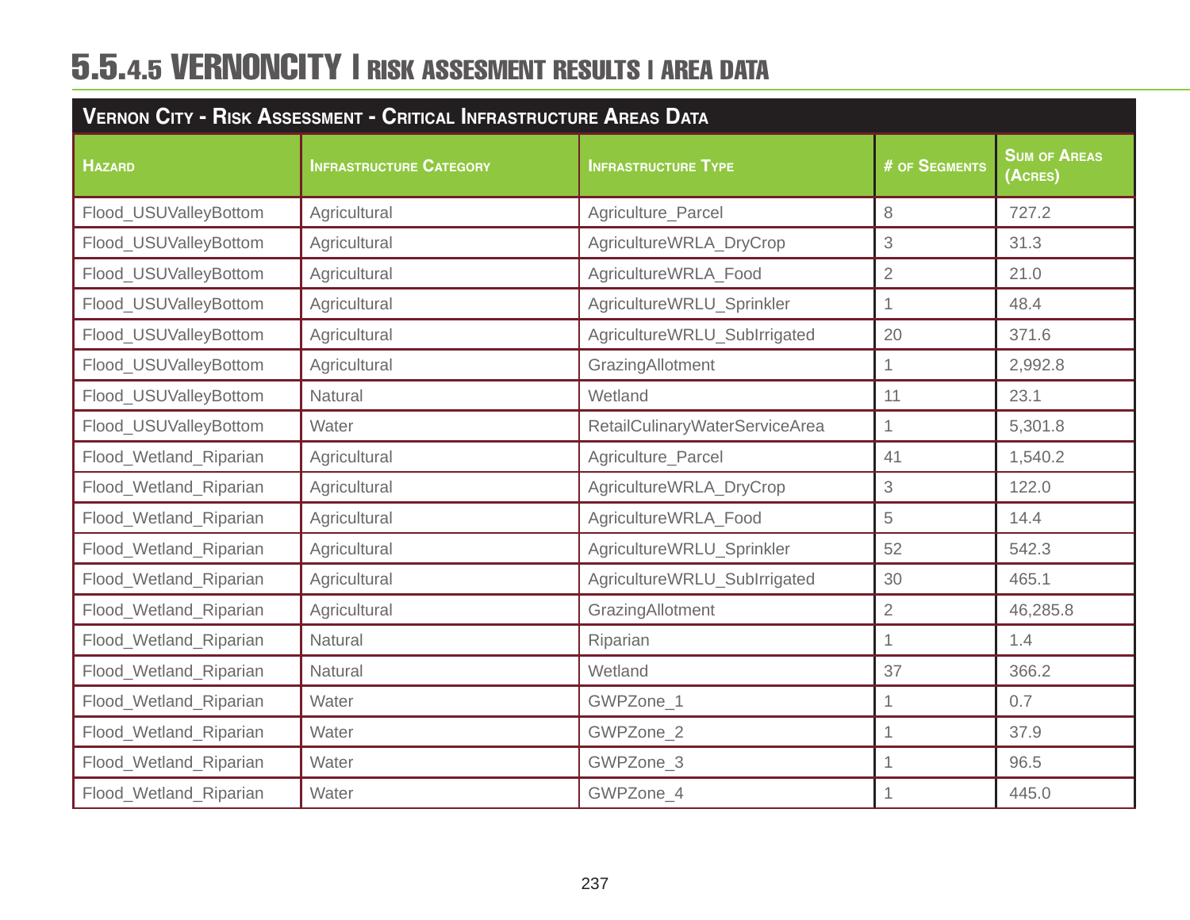# 5.5.4.5 VERNONCITY | RISK ASSESMENT RESULTS | AREA DATA

| Vernon City - Risk Assessment - Critical Infrastructure Areas Data | | | | |
|---|---|---|---|---|
| **Hazard** | **Infrastructure Category** | **Infrastructure Type** | **# of Segments** | **Sum of Areas (Acres)** |
| Flood_USUValleyBottom | Agricultural | Agriculture_Parcel | 8 | 727.2 |
| Flood_USUValleyBottom | Agricultural | AgricultureWRLA_DryCrop | 3 | 31.3 |
| Flood_USUValleyBottom | Agricultural | AgricultureWRLA_Food | 2 | 21.0 |
| Flood_USUValleyBottom | Agricultural | AgricultureWRLU_Sprinkler | 1 | 48.4 |
| Flood_USUValleyBottom | Agricultural | AgricultureWRLU_SubIrrigated | 20 | 371.6 |
| Flood_USUValleyBottom | Agricultural | GrazingAllotment | 1 | 2,992.8 |
| Flood_USUValleyBottom | Natural | Wetland | 11 | 23.1 |
| Flood_USUValleyBottom | Water | RetailCulinaryWaterServiceArea | 1 | 5,301.8 |
| Flood_Wetland_Riparian | Agricultural | Agriculture_Parcel | 41 | 1,540.2 |
| Flood_Wetland_Riparian | Agricultural | AgricultureWRLA_DryCrop | 3 | 122.0 |
| Flood_Wetland_Riparian | Agricultural | AgricultureWRLA_Food | 5 | 14.4 |
| Flood_Wetland_Riparian | Agricultural | AgricultureWRLU_Sprinkler | 52 | 542.3 |
| Flood_Wetland_Riparian | Agricultural | AgricultureWRLU_SubIrrigated | 30 | 465.1 |
| Flood_Wetland_Riparian | Agricultural | GrazingAllotment | 2 | 46,285.8 |
| Flood_Wetland_Riparian | Natural | Riparian | 1 | 1.4 |
| Flood_Wetland_Riparian | Natural | Wetland | 37 | 366.2 |
| Flood_Wetland_Riparian | Water | GWPZone_1 | 1 | 0.7 |
| Flood_Wetland_Riparian | Water | GWPZone_2 | 1 | 37.9 |
| Flood_Wetland_Riparian | Water | GWPZone_3 | 1 | 96.5 |
| Flood_Wetland_Riparian | Water | GWPZone_4 | 1 | 445.0 |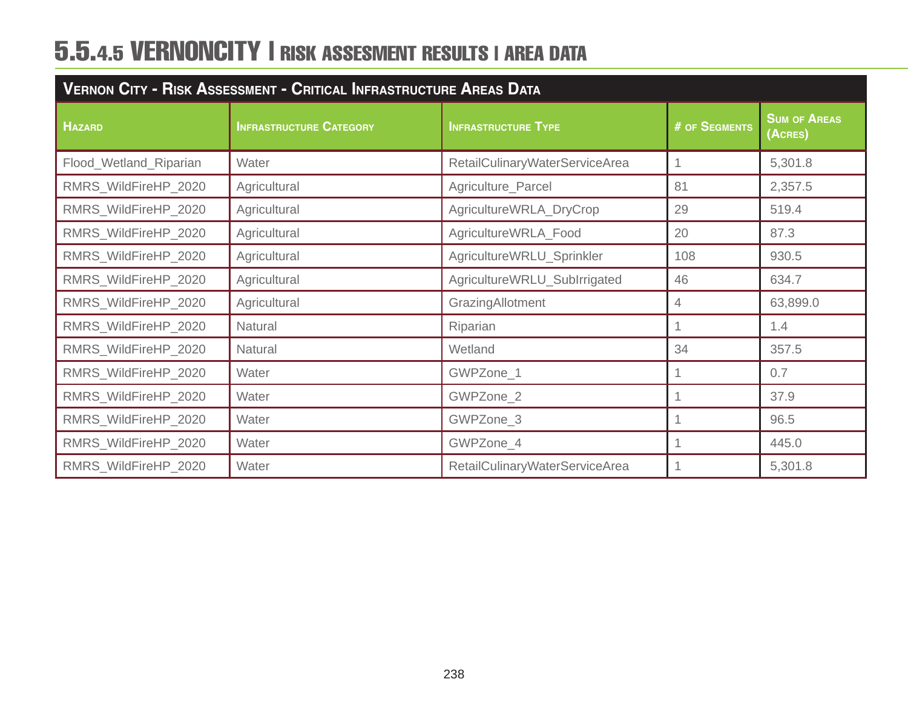# 5.5.4.5 VERNONCITY | RISK ASSESMENT RESULTS | AREA DATA

| Vernon City - Risk Assessment - Critical Infrastructure Areas Data | | | | |
|---|---|---|---|---|
| **Hazard** | **Infrastructure Category** | **Infrastructure Type** | **# of Segments** | **Sum of Areas (Acres)** |
| Flood_Wetland_Riparian | Water | RetailCulinaryWaterServiceArea | 1 | 5,301.8 |
| RMRS_WildFireHP_2020 | Agricultural | Agriculture_Parcel | 81 | 2,357.5 |
| RMRS_WildFireHP_2020 | Agricultural | AgricultureWRLA_DryCrop | 29 | 519.4 |
| RMRS_WildFireHP_2020 | Agricultural | AgricultureWRLA_Food | 20 | 87.3 |
| RMRS_WildFireHP_2020 | Agricultural | AgricultureWRLU_Sprinkler | 108 | 930.5 |
| RMRS_WildFireHP_2020 | Agricultural | AgricultureWRLU_SubIrrigated | 46 | 634.7 |
| RMRS_WildFireHP_2020 | Agricultural | GrazingAllotment | 4 | 63,899.0 |
| RMRS_WildFireHP_2020 | Natural | Riparian | 1 | 1.4 |
| RMRS_WildFireHP_2020 | Natural | Wetland | 34 | 357.5 |
| RMRS_WildFireHP_2020 | Water | GWPZone_1 | 1 | 0.7 |
| RMRS_WildFireHP_2020 | Water | GWPZone_2 | 1 | 37.9 |
| RMRS_WildFireHP_2020 | Water | GWPZone_3 | 1 | 96.5 |
| RMRS_WildFireHP_2020 | Water | GWPZone_4 | 1 | 445.0 |
| RMRS_WildFireHP_2020 | Water | RetailCulinaryWaterServiceArea | 1 | 5,301.8 |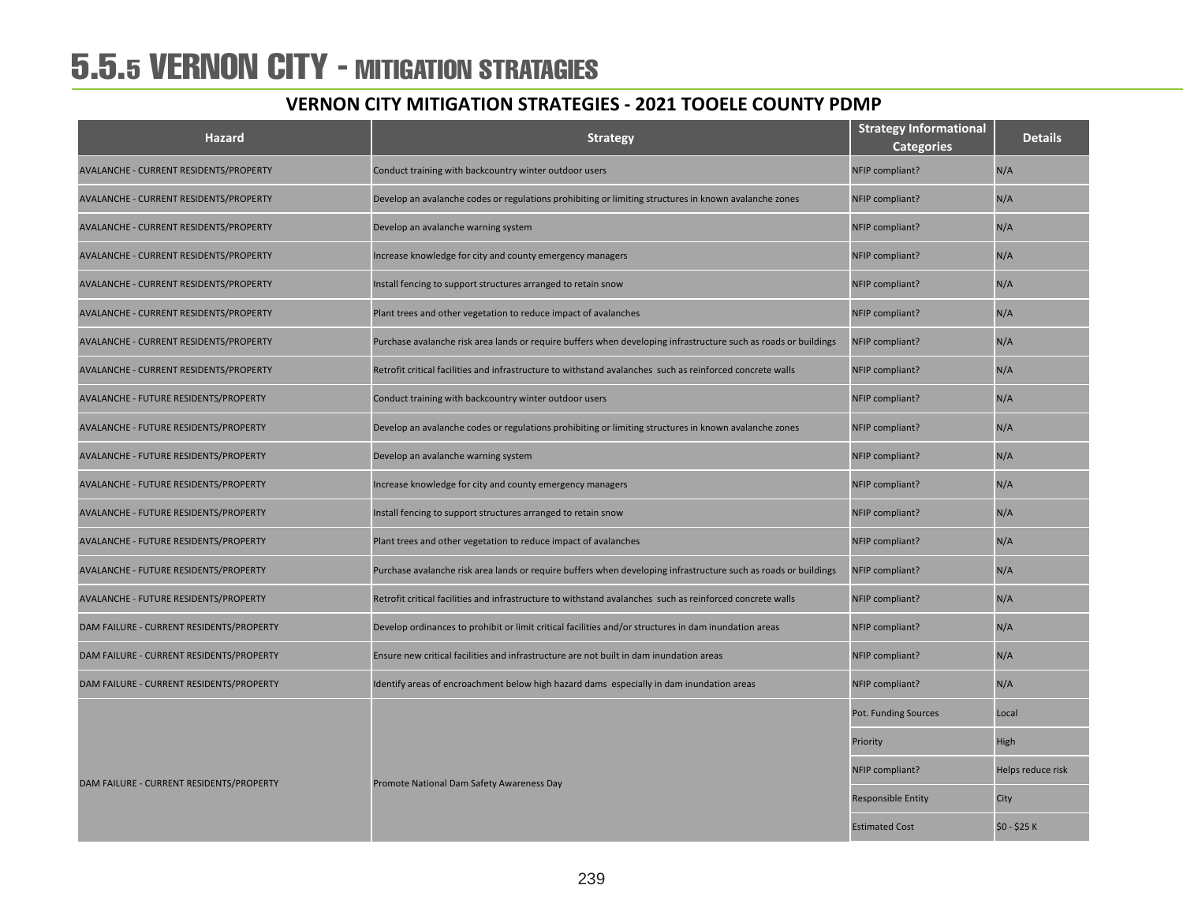# 5.5.5 VERNON CITY - MITIGATION STRATAGIES

## VERNON CITY MITIGATION STRATEGIES - 2021 TOOELE COUNTY PDMP

| Hazard | Strategy | Strategy Informational Categories | Details |
|---|---|---|---|
| AVALANCHE - CURRENT RESIDENTS/PROPERTY | Conduct training with backcountry winter outdoor users | NFIP compliant? | N/A |
| AVALANCHE - CURRENT RESIDENTS/PROPERTY | Develop an avalanche codes or regulations prohibiting or limiting structures in known avalanche zones | NFIP compliant? | N/A |
| AVALANCHE - CURRENT RESIDENTS/PROPERTY | Develop an avalanche warning system | NFIP compliant? | N/A |
| AVALANCHE - CURRENT RESIDENTS/PROPERTY | Increase knowledge for city and county emergency managers | NFIP compliant? | N/A |
| AVALANCHE - CURRENT RESIDENTS/PROPERTY | Install fencing to support structures arranged to retain snow | NFIP compliant? | N/A |
| AVALANCHE - CURRENT RESIDENTS/PROPERTY | Plant trees and other vegetation to reduce impact of avalanches | NFIP compliant? | N/A |
| AVALANCHE - CURRENT RESIDENTS/PROPERTY | Purchase avalanche risk area lands or require buffers when developing infrastructure such as roads or buildings | NFIP compliant? | N/A |
| AVALANCHE - CURRENT RESIDENTS/PROPERTY | Retrofit critical facilities and infrastructure to withstand avalanches such as reinforced concrete walls | NFIP compliant? | N/A |
| AVALANCHE - FUTURE RESIDENTS/PROPERTY | Conduct training with backcountry winter outdoor users | NFIP compliant? | N/A |
| AVALANCHE - FUTURE RESIDENTS/PROPERTY | Develop an avalanche codes or regulations prohibiting or limiting structures in known avalanche zones | NFIP compliant? | N/A |
| AVALANCHE - FUTURE RESIDENTS/PROPERTY | Develop an avalanche warning system | NFIP compliant? | N/A |
| AVALANCHE - FUTURE RESIDENTS/PROPERTY | Increase knowledge for city and county emergency managers | NFIP compliant? | N/A |
| AVALANCHE - FUTURE RESIDENTS/PROPERTY | Install fencing to support structures arranged to retain snow | NFIP compliant? | N/A |
| AVALANCHE - FUTURE RESIDENTS/PROPERTY | Plant trees and other vegetation to reduce impact of avalanches | NFIP compliant? | N/A |
| AVALANCHE - FUTURE RESIDENTS/PROPERTY | Purchase avalanche risk area lands or require buffers when developing infrastructure such as roads or buildings | NFIP compliant? | N/A |
| AVALANCHE - FUTURE RESIDENTS/PROPERTY | Retrofit critical facilities and infrastructure to withstand avalanches such as reinforced concrete walls | NFIP compliant? | N/A |
| DAM FAILURE - CURRENT RESIDENTS/PROPERTY | Develop ordinances to prohibit or limit critical facilities and/or structures in dam inundation areas | NFIP compliant? | N/A |
| DAM FAILURE - CURRENT RESIDENTS/PROPERTY | Ensure new critical facilities and infrastructure are not built in dam inundation areas | NFIP compliant? | N/A |
| DAM FAILURE - CURRENT RESIDENTS/PROPERTY | Identify areas of encroachment below high hazard dams especially in dam inundation areas | NFIP compliant? | N/A |
| DAM FAILURE - CURRENT RESIDENTS/PROPERTY | Promote National Dam Safety Awareness Day | Pot. Funding Sources | Local |
| | | Priority | High |
| | | NFIP compliant? | Helps reduce risk |
| | | Responsible Entity | City |
| | | Estimated Cost | $0 - $25 K |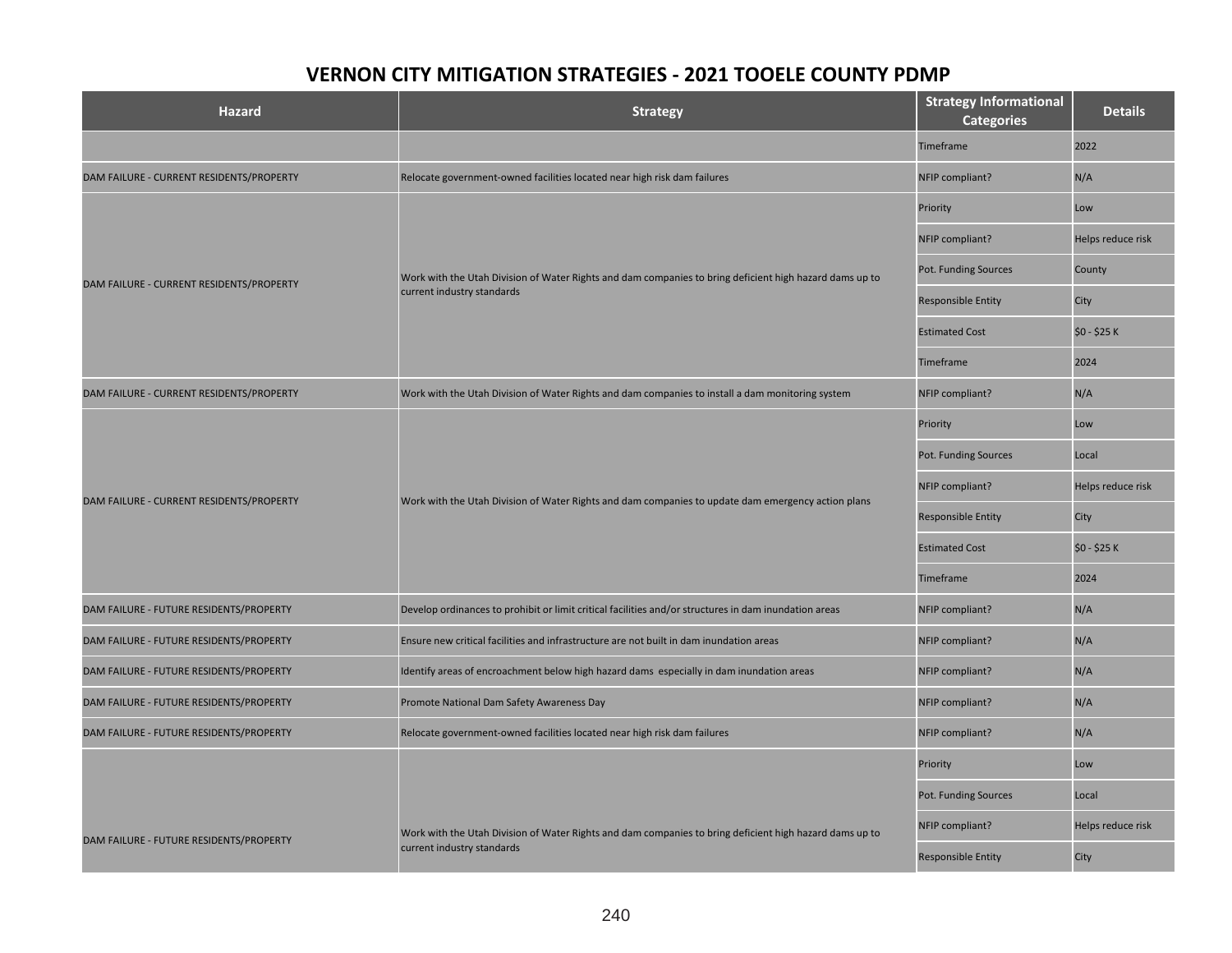## VERNON CITY MITIGATION STRATEGIES - 2021 TOOELE COUNTY PDMP

| Hazard | Strategy | Strategy Informational Categories | Details |
|---|---|---|---|
| | | Timeframe | 2022 |
| DAM FAILURE - CURRENT RESIDENTS/PROPERTY | Relocate government-owned facilities located near high risk dam failures | NFIP compliant? | N/A |
| DAM FAILURE - CURRENT RESIDENTS/PROPERTY | Work with the Utah Division of Water Rights and dam companies to bring deficient high hazard dams up to current industry standards | Priority | Low |
| | | NFIP compliant? | Helps reduce risk |
| | | Pot. Funding Sources | County |
| | | Responsible Entity | City |
| | | Estimated Cost | $0 - $25 K |
| | | Timeframe | 2024 |
| DAM FAILURE - CURRENT RESIDENTS/PROPERTY | Work with the Utah Division of Water Rights and dam companies to install a dam monitoring system | NFIP compliant? | N/A |
| DAM FAILURE - CURRENT RESIDENTS/PROPERTY | Work with the Utah Division of Water Rights and dam companies to update dam emergency action plans | Priority | Low |
| | | Pot. Funding Sources | Local |
| | | NFIP compliant? | Helps reduce risk |
| | | Responsible Entity | City |
| | | Estimated Cost | $0 - $25 K |
| | | Timeframe | 2024 |
| DAM FAILURE - FUTURE RESIDENTS/PROPERTY | Develop ordinances to prohibit or limit critical facilities and/or structures in dam inundation areas | NFIP compliant? | N/A |
| DAM FAILURE - FUTURE RESIDENTS/PROPERTY | Ensure new critical facilities and infrastructure are not built in dam inundation areas | NFIP compliant? | N/A |
| DAM FAILURE - FUTURE RESIDENTS/PROPERTY | Identify areas of encroachment below high hazard dams especially in dam inundation areas | NFIP compliant? | N/A |
| DAM FAILURE - FUTURE RESIDENTS/PROPERTY | Promote National Dam Safety Awareness Day | NFIP compliant? | N/A |
| DAM FAILURE - FUTURE RESIDENTS/PROPERTY | Relocate government-owned facilities located near high risk dam failures | NFIP compliant? | N/A |
| DAM FAILURE - FUTURE RESIDENTS/PROPERTY | Work with the Utah Division of Water Rights and dam companies to bring deficient high hazard dams up to current industry standards | Priority | Low |
| | | Pot. Funding Sources | Local |
| | | NFIP compliant? | Helps reduce risk |
| | | Responsible Entity | City |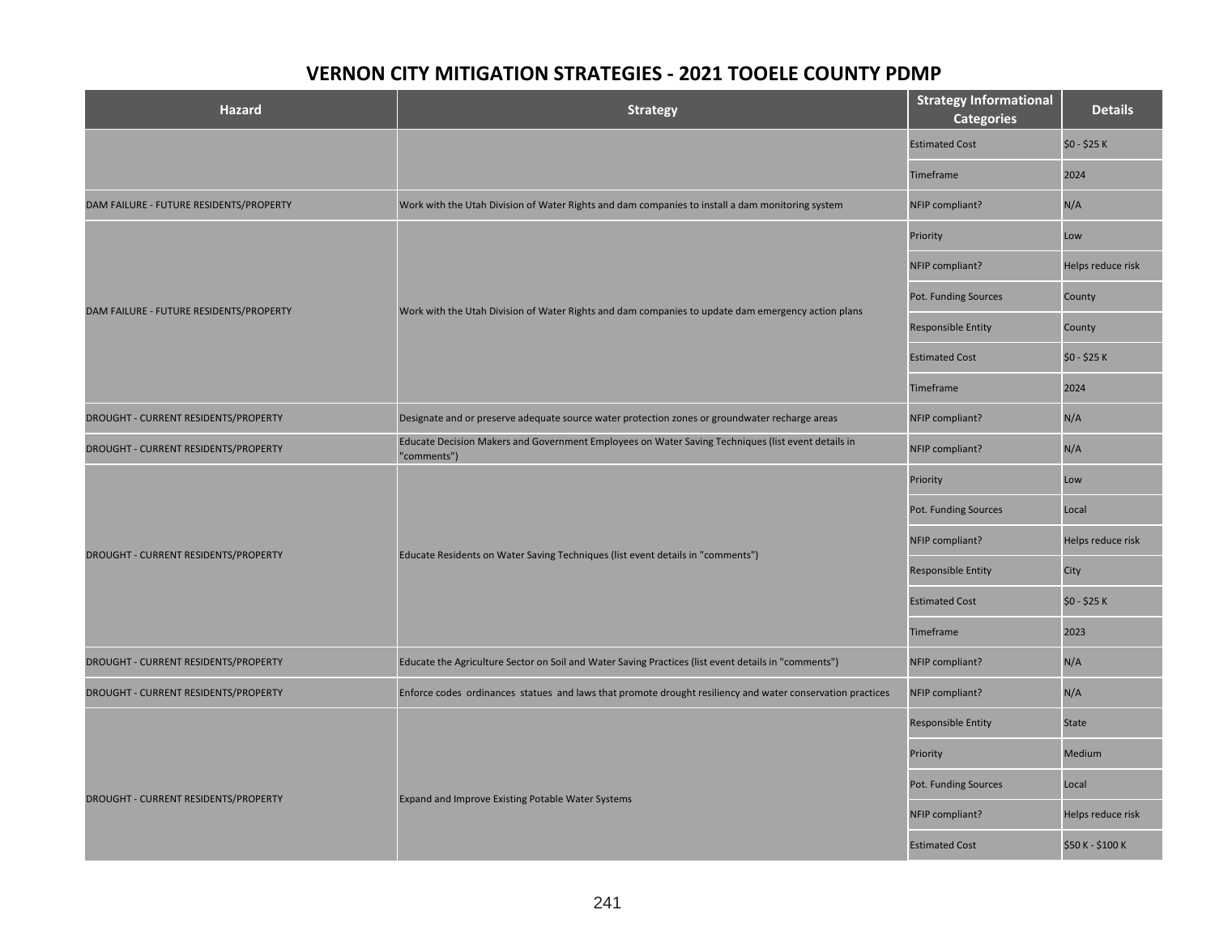# VERNON CITY MITIGATION STRATEGIES - 2021 TOOELE COUNTY PDMP

| Hazard | Strategy | Strategy Informational Categories | Details |
|---|---|---|---|
| | | Estimated Cost | $0 - $25 K |
| | | Timeframe | 2024 |
| DAM FAILURE - FUTURE RESIDENTS/PROPERTY | Work with the Utah Division of Water Rights and dam companies to install a dam monitoring system | NFIP compliant? | N/A |
| DAM FAILURE - FUTURE RESIDENTS/PROPERTY | Work with the Utah Division of Water Rights and dam companies to update dam emergency action plans | Priority | Low |
| | | NFIP compliant? | Helps reduce risk |
| | | Pot. Funding Sources | County |
| | | Responsible Entity | County |
| | | Estimated Cost | $0 - $25 K |
| | | Timeframe | 2024 |
| DROUGHT - CURRENT RESIDENTS/PROPERTY | Designate and or preserve adequate source water protection zones or groundwater recharge areas | NFIP compliant? | N/A |
| DROUGHT - CURRENT RESIDENTS/PROPERTY | Educate Decision Makers and Government Employees on Water Saving Techniques (list event details in "comments") | NFIP compliant? | N/A |
| DROUGHT - CURRENT RESIDENTS/PROPERTY | Educate Residents on Water Saving Techniques (list event details in "comments") | Priority | Low |
| | | Pot. Funding Sources | Local |
| | | NFIP compliant? | Helps reduce risk |
| | | Responsible Entity | City |
| | | Estimated Cost | $0 - $25 K |
| | | Timeframe | 2023 |
| DROUGHT - CURRENT RESIDENTS/PROPERTY | Educate the Agriculture Sector on Soil and Water Saving Practices (list event details in "comments") | NFIP compliant? | N/A |
| DROUGHT - CURRENT RESIDENTS/PROPERTY | Enforce codes ordinances statues and laws that promote drought resiliency and water conservation practices | NFIP compliant? | N/A |
| DROUGHT - CURRENT RESIDENTS/PROPERTY | Expand and Improve Existing Potable Water Systems | Responsible Entity | State |
| | | Priority | Medium |
| | | Pot. Funding Sources | Local |
| | | NFIP compliant? | Helps reduce risk |
| | | Estimated Cost | $50 K - $100 K |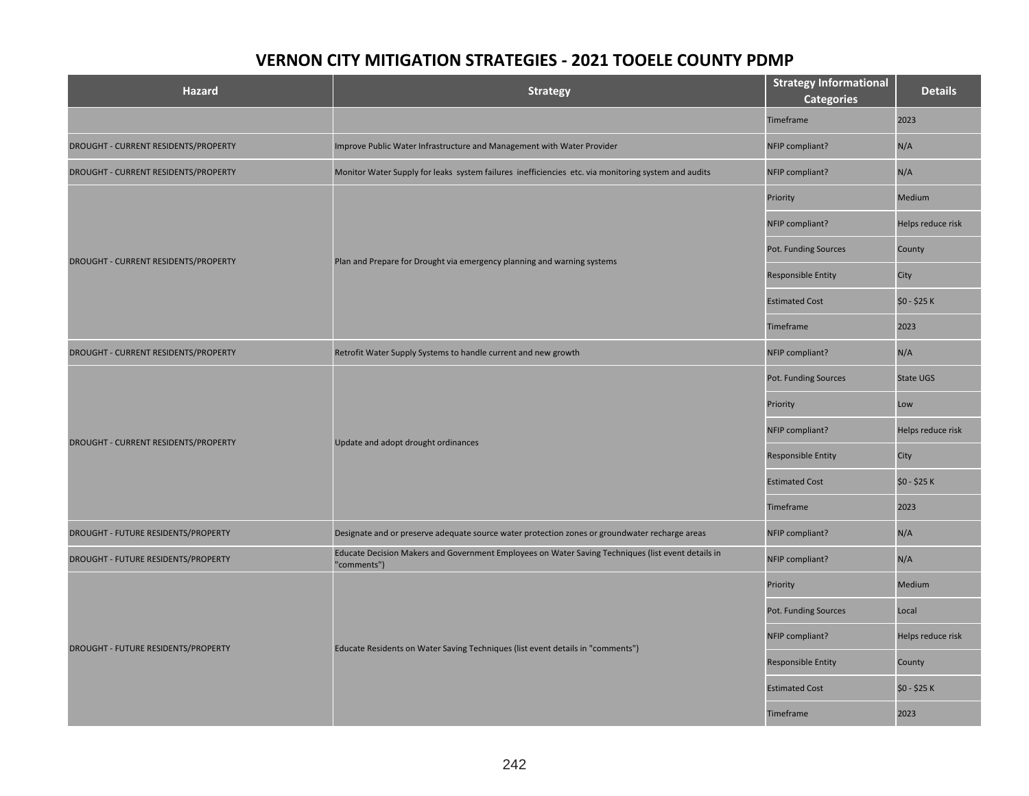## VERNON CITY MITIGATION STRATEGIES - 2021 TOOELE COUNTY PDMP

| Hazard | Strategy | Strategy Informational Categories | Details |
|---|---|---|---|
| | | Timeframe | 2023 |
| DROUGHT - CURRENT RESIDENTS/PROPERTY | Improve Public Water Infrastructure and Management with Water Provider | NFIP compliant? | N/A |
| DROUGHT - CURRENT RESIDENTS/PROPERTY | Monitor Water Supply for leaks system failures inefficiencies etc. via monitoring system and audits | NFIP compliant? | N/A |
| DROUGHT - CURRENT RESIDENTS/PROPERTY | Plan and Prepare for Drought via emergency planning and warning systems | Priority | Medium |
| | | NFIP compliant? | Helps reduce risk |
| | | Pot. Funding Sources | County |
| | | Responsible Entity | City |
| | | Estimated Cost | $0 - $25 K |
| | | Timeframe | 2023 |
| DROUGHT - CURRENT RESIDENTS/PROPERTY | Retrofit Water Supply Systems to handle current and new growth | NFIP compliant? | N/A |
| DROUGHT - CURRENT RESIDENTS/PROPERTY | Update and adopt drought ordinances | Pot. Funding Sources | State UGS |
| | | Priority | Low |
| | | NFIP compliant? | Helps reduce risk |
| | | Responsible Entity | City |
| | | Estimated Cost | $0 - $25 K |
| | | Timeframe | 2023 |
| DROUGHT - FUTURE RESIDENTS/PROPERTY | Designate and or preserve adequate source water protection zones or groundwater recharge areas | NFIP compliant? | N/A |
| DROUGHT - FUTURE RESIDENTS/PROPERTY | Educate Decision Makers and Government Employees on Water Saving Techniques (list event details in "comments") | NFIP compliant? | N/A |
| DROUGHT - FUTURE RESIDENTS/PROPERTY | Educate Residents on Water Saving Techniques (list event details in "comments") | Priority | Medium |
| | | Pot. Funding Sources | Local |
| | | NFIP compliant? | Helps reduce risk |
| | | Responsible Entity | County |
| | | Estimated Cost | $0 - $25 K |
| | | Timeframe | 2023 |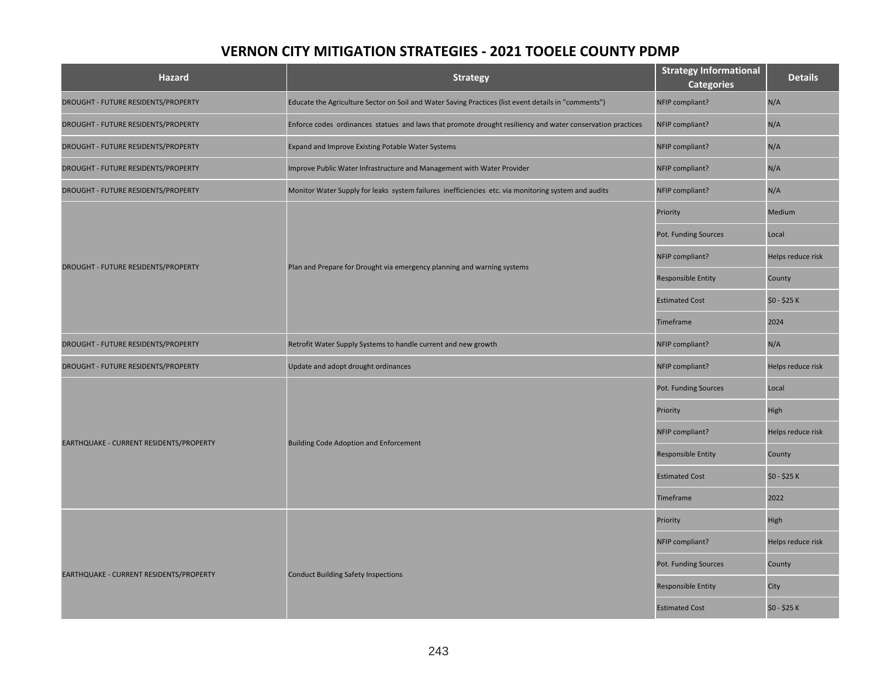# VERNON CITY MITIGATION STRATEGIES - 2021 TOOELE COUNTY PDMP

| Hazard | Strategy | Strategy Informational Categories | Details |
|---|---|---|---|
| DROUGHT - FUTURE RESIDENTS/PROPERTY | Educate the Agriculture Sector on Soil and Water Saving Practices (list event details in "comments") | NFIP compliant? | N/A |
| DROUGHT - FUTURE RESIDENTS/PROPERTY | Enforce codes ordinances statues and laws that promote drought resiliency and water conservation practices | NFIP compliant? | N/A |
| DROUGHT - FUTURE RESIDENTS/PROPERTY | Expand and Improve Existing Potable Water Systems | NFIP compliant? | N/A |
| DROUGHT - FUTURE RESIDENTS/PROPERTY | Improve Public Water Infrastructure and Management with Water Provider | NFIP compliant? | N/A |
| DROUGHT - FUTURE RESIDENTS/PROPERTY | Monitor Water Supply for leaks system failures inefficiencies etc. via monitoring system and audits | NFIP compliant? | N/A |
| DROUGHT - FUTURE RESIDENTS/PROPERTY | Plan and Prepare for Drought via emergency planning and warning systems | Priority | Medium |
| | | Pot. Funding Sources | Local |
| | | NFIP compliant? | Helps reduce risk |
| | | Responsible Entity | County |
| | | Estimated Cost | $0 - $25 K |
| | | Timeframe | 2024 |
| DROUGHT - FUTURE RESIDENTS/PROPERTY | Retrofit Water Supply Systems to handle current and new growth | NFIP compliant? | N/A |
| DROUGHT - FUTURE RESIDENTS/PROPERTY | Update and adopt drought ordinances | NFIP compliant? | Helps reduce risk |
| EARTHQUAKE - CURRENT RESIDENTS/PROPERTY | Building Code Adoption and Enforcement | Pot. Funding Sources | Local |
| | | Priority | High |
| | | NFIP compliant? | Helps reduce risk |
| | | Responsible Entity | County |
| | | Estimated Cost | $0 - $25 K |
| | | Timeframe | 2022 |
| EARTHQUAKE - CURRENT RESIDENTS/PROPERTY | Conduct Building Safety Inspections | Priority | High |
| | | NFIP compliant? | Helps reduce risk |
| | | Pot. Funding Sources | County |
| | | Responsible Entity | City |
| | | Estimated Cost | $0 - $25 K |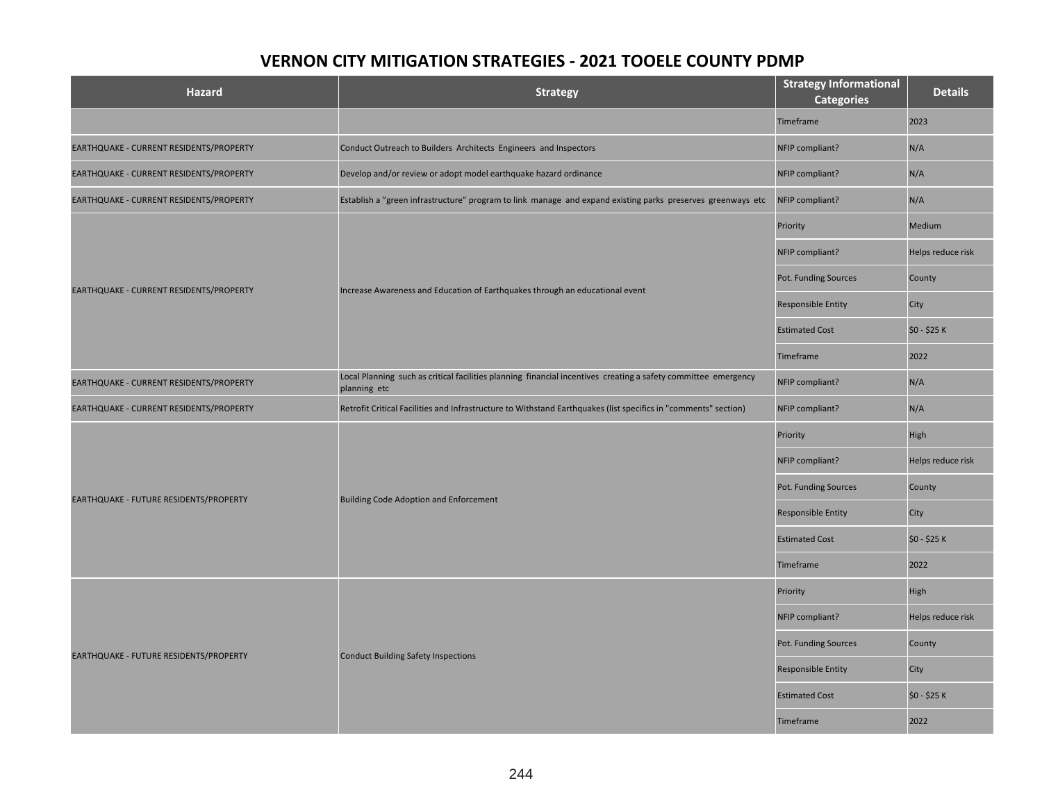# VERNON CITY MITIGATION STRATEGIES - 2021 TOOELE COUNTY PDMP

| Hazard | Strategy | Strategy Informational Categories | Details |
|---|---|---|---|
| | | Timeframe | 2023 |
| EARTHQUAKE - CURRENT RESIDENTS/PROPERTY | Conduct Outreach to Builders Architects Engineers and Inspectors | NFIP compliant? | N/A |
| EARTHQUAKE - CURRENT RESIDENTS/PROPERTY | Develop and/or review or adopt model earthquake hazard ordinance | NFIP compliant? | N/A |
| EARTHQUAKE - CURRENT RESIDENTS/PROPERTY | Establish a "green infrastructure" program to link manage and expand existing parks preserves greenways etc | NFIP compliant? | N/A |
| EARTHQUAKE - CURRENT RESIDENTS/PROPERTY | Increase Awareness and Education of Earthquakes through an educational event | Priority | Medium |
| | | NFIP compliant? | Helps reduce risk |
| | | Pot. Funding Sources | County |
| | | Responsible Entity | City |
| | | Estimated Cost | $0 - $25 K |
| | | Timeframe | 2022 |
| EARTHQUAKE - CURRENT RESIDENTS/PROPERTY | Local Planning such as critical facilities planning financial incentives creating a safety committee emergency planning etc | NFIP compliant? | N/A |
| EARTHQUAKE - CURRENT RESIDENTS/PROPERTY | Retrofit Critical Facilities and Infrastructure to Withstand Earthquakes (list specifics in "comments" section) | NFIP compliant? | N/A |
| EARTHQUAKE - FUTURE RESIDENTS/PROPERTY | Building Code Adoption and Enforcement | Priority | High |
| | | NFIP compliant? | Helps reduce risk |
| | | Pot. Funding Sources | County |
| | | Responsible Entity | City |
| | | Estimated Cost | $0 - $25 K |
| | | Timeframe | 2022 |
| EARTHQUAKE - FUTURE RESIDENTS/PROPERTY | Conduct Building Safety Inspections | Priority | High |
| | | NFIP compliant? | Helps reduce risk |
| | | Pot. Funding Sources | County |
| | | Responsible Entity | City |
| | | Estimated Cost | $0 - $25 K |
| | | Timeframe | 2022 |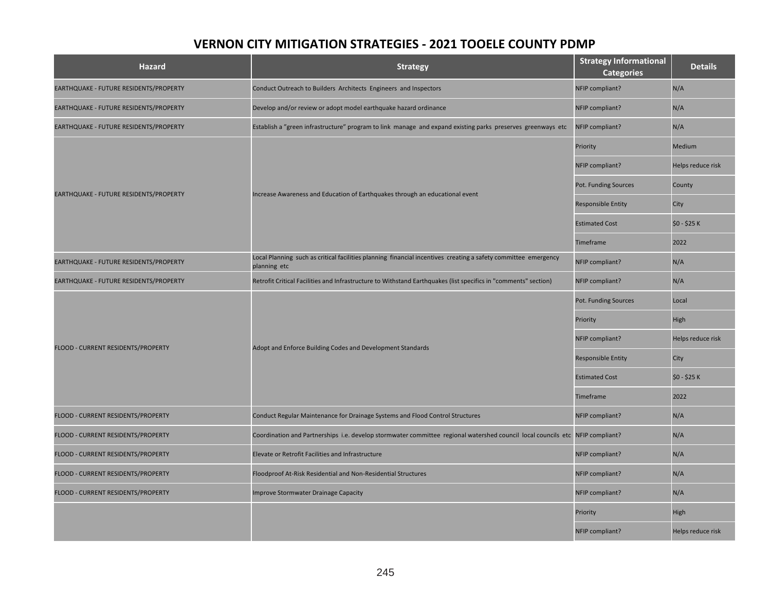# VERNON CITY MITIGATION STRATEGIES - 2021 TOOELE COUNTY PDMP

| Hazard | Strategy | Strategy Informational Categories | Details |
|---|---|---|---|
| EARTHQUAKE - FUTURE RESIDENTS/PROPERTY | Conduct Outreach to Builders Architects Engineers and Inspectors | NFIP compliant? | N/A |
| EARTHQUAKE - FUTURE RESIDENTS/PROPERTY | Develop and/or review or adopt model earthquake hazard ordinance | NFIP compliant? | N/A |
| EARTHQUAKE - FUTURE RESIDENTS/PROPERTY | Establish a "green infrastructure" program to link manage and expand existing parks preserves greenways etc | NFIP compliant? | N/A |
| EARTHQUAKE - FUTURE RESIDENTS/PROPERTY | Increase Awareness and Education of Earthquakes through an educational event | Priority | Medium |
| | | NFIP compliant? | Helps reduce risk |
| | | Pot. Funding Sources | County |
| | | Responsible Entity | City |
| | | Estimated Cost | $0 - $25 K |
| | | Timeframe | 2022 |
| EARTHQUAKE - FUTURE RESIDENTS/PROPERTY | Local Planning such as critical facilities planning financial incentives creating a safety committee emergency planning etc | NFIP compliant? | N/A |
| EARTHQUAKE - FUTURE RESIDENTS/PROPERTY | Retrofit Critical Facilities and Infrastructure to Withstand Earthquakes (list specifics in "comments" section) | NFIP compliant? | N/A |
| FLOOD - CURRENT RESIDENTS/PROPERTY | Adopt and Enforce Building Codes and Development Standards | Pot. Funding Sources | Local |
| | | Priority | High |
| | | NFIP compliant? | Helps reduce risk |
| | | Responsible Entity | City |
| | | Estimated Cost | $0 - $25 K |
| | | Timeframe | 2022 |
| FLOOD - CURRENT RESIDENTS/PROPERTY | Conduct Regular Maintenance for Drainage Systems and Flood Control Structures | NFIP compliant? | N/A |
| FLOOD - CURRENT RESIDENTS/PROPERTY | Coordination and Partnerships i.e. develop stormwater committee regional watershed council local councils etc | NFIP compliant? | N/A |
| FLOOD - CURRENT RESIDENTS/PROPERTY | Elevate or Retrofit Facilities and Infrastructure | NFIP compliant? | N/A |
| FLOOD - CURRENT RESIDENTS/PROPERTY | Floodproof At-Risk Residential and Non-Residential Structures | NFIP compliant? | N/A |
| FLOOD - CURRENT RESIDENTS/PROPERTY | Improve Stormwater Drainage Capacity | NFIP compliant? | N/A |
| | | Priority | High |
| | | NFIP compliant? | Helps reduce risk |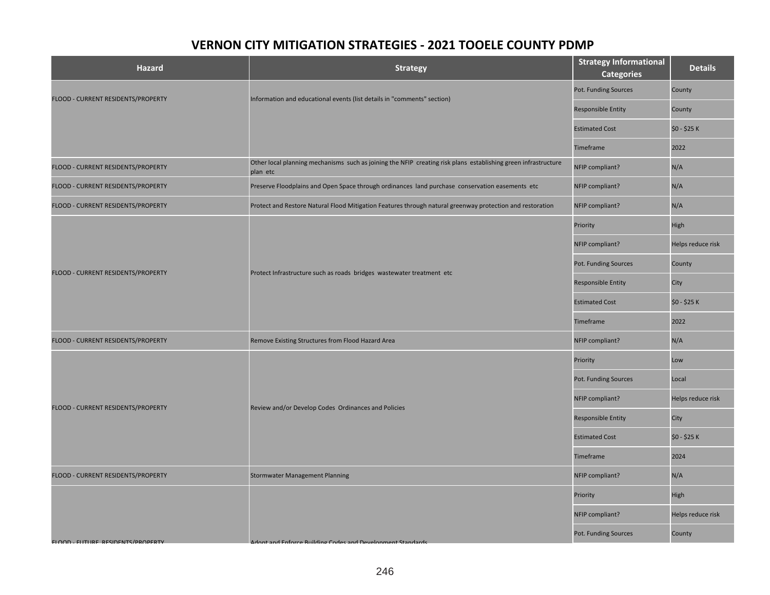# VERNON CITY MITIGATION STRATEGIES - 2021 TOOELE COUNTY PDMP

| Hazard | Strategy | Strategy Informational Categories | Details |
|---|---|---|---|
| FLOOD - CURRENT RESIDENTS/PROPERTY | Information and educational events (list details in "comments" section) | Pot. Funding Sources | County |
| | | Responsible Entity | County |
| | | Estimated Cost | $0 - $25 K |
| | | Timeframe | 2022 |
| FLOOD - CURRENT RESIDENTS/PROPERTY | Other local planning mechanisms such as joining the NFIP creating risk plans establishing green infrastructure plan etc | NFIP compliant? | N/A |
| FLOOD - CURRENT RESIDENTS/PROPERTY | Preserve Floodplains and Open Space through ordinances land purchase conservation easements etc | NFIP compliant? | N/A |
| FLOOD - CURRENT RESIDENTS/PROPERTY | Protect and Restore Natural Flood Mitigation Features through natural greenway protection and restoration | NFIP compliant? | N/A |
| FLOOD - CURRENT RESIDENTS/PROPERTY | Protect Infrastructure such as roads bridges wastewater treatment etc | Priority | High |
| | | NFIP compliant? | Helps reduce risk |
| | | Pot. Funding Sources | County |
| | | Responsible Entity | City |
| | | Estimated Cost | $0 - $25 K |
| | | Timeframe | 2022 |
| FLOOD - CURRENT RESIDENTS/PROPERTY | Remove Existing Structures from Flood Hazard Area | NFIP compliant? | N/A |
| FLOOD - CURRENT RESIDENTS/PROPERTY | Review and/or Develop Codes Ordinances and Policies | Priority | Low |
| | | Pot. Funding Sources | Local |
| | | NFIP compliant? | Helps reduce risk |
| | | Responsible Entity | City |
| | | Estimated Cost | $0 - $25 K |
| | | Timeframe | 2024 |
| FLOOD - CURRENT RESIDENTS/PROPERTY | Stormwater Management Planning | NFIP compliant? | N/A |
| FLOOD - FUTURE RESIDENTS/PROPERTY | Adopt and Enforce Building Codes and Development Standards | Priority | High |
| | | NFIP compliant? | Helps reduce risk |
| | | Pot. Funding Sources | County |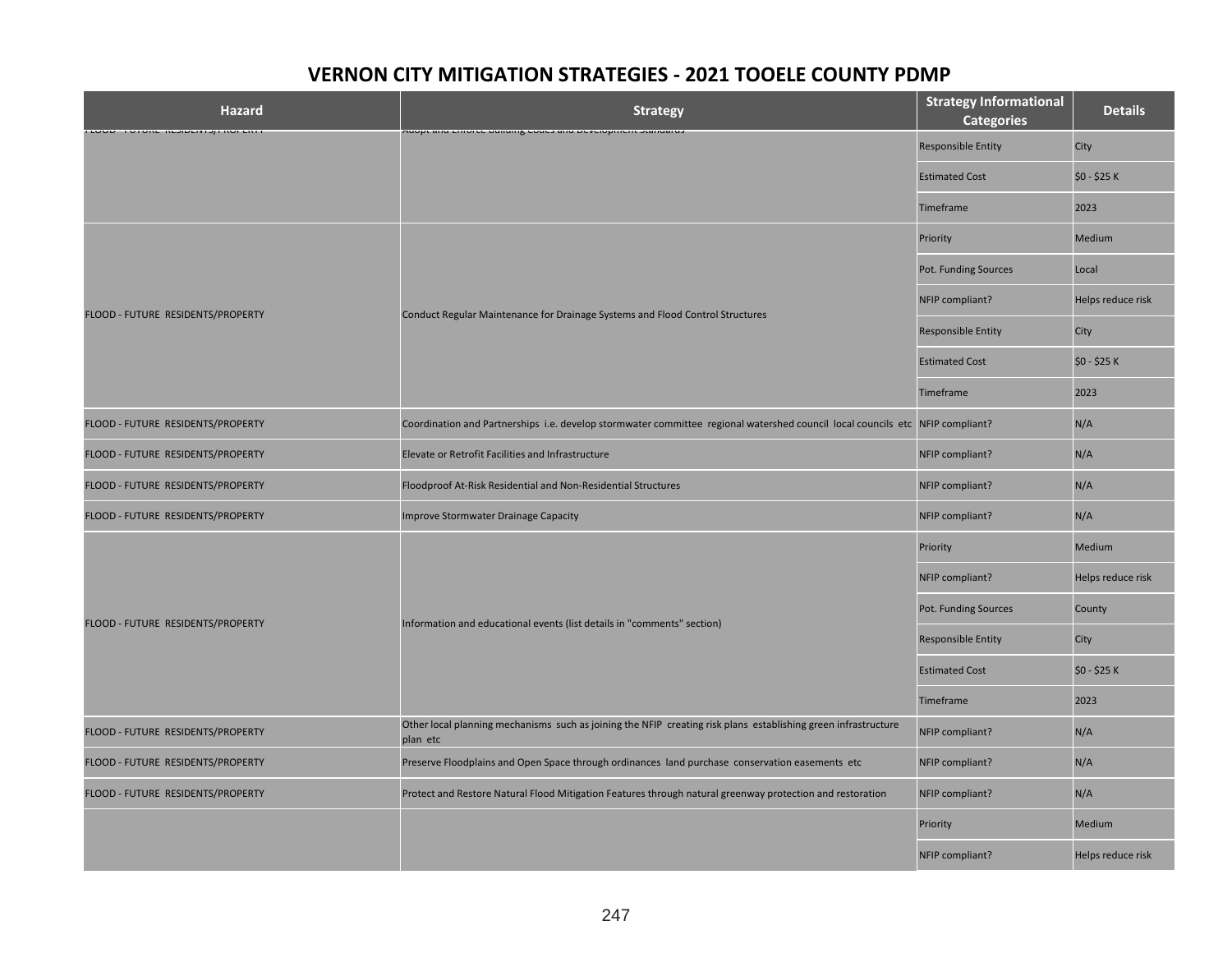# VERNON CITY MITIGATION STRATEGIES - 2021 TOOELE COUNTY PDMP

| Hazard | Strategy | Strategy Informational Categories | Details |
|---|---|---|---|
| FLOOD - FUTURE RESIDENTS/PROPERTY | Adopt and Enforce Building Codes and Development Standards | Responsible Entity | City |
| | | Estimated Cost | $0 - $25 K |
| | | Timeframe | 2023 |
| FLOOD - FUTURE RESIDENTS/PROPERTY | Conduct Regular Maintenance for Drainage Systems and Flood Control Structures | Priority | Medium |
| | | Pot. Funding Sources | Local |
| | | NFIP compliant? | Helps reduce risk |
| | | Responsible Entity | City |
| | | Estimated Cost | $0 - $25 K |
| | | Timeframe | 2023 |
| FLOOD - FUTURE RESIDENTS/PROPERTY | Coordination and Partnerships i.e. develop stormwater committee regional watershed council local councils etc | NFIP compliant? | N/A |
| FLOOD - FUTURE RESIDENTS/PROPERTY | Elevate or Retrofit Facilities and Infrastructure | NFIP compliant? | N/A |
| FLOOD - FUTURE RESIDENTS/PROPERTY | Floodproof At-Risk Residential and Non-Residential Structures | NFIP compliant? | N/A |
| FLOOD - FUTURE RESIDENTS/PROPERTY | Improve Stormwater Drainage Capacity | NFIP compliant? | N/A |
| FLOOD - FUTURE RESIDENTS/PROPERTY | Information and educational events (list details in "comments" section) | Priority | Medium |
| | | NFIP compliant? | Helps reduce risk |
| | | Pot. Funding Sources | County |
| | | Responsible Entity | City |
| | | Estimated Cost | $0 - $25 K |
| | | Timeframe | 2023 |
| FLOOD - FUTURE RESIDENTS/PROPERTY | Other local planning mechanisms such as joining the NFIP creating risk plans establishing green infrastructure plan etc | NFIP compliant? | N/A |
| FLOOD - FUTURE RESIDENTS/PROPERTY | Preserve Floodplains and Open Space through ordinances land purchase conservation easements etc | NFIP compliant? | N/A |
| FLOOD - FUTURE RESIDENTS/PROPERTY | Protect and Restore Natural Flood Mitigation Features through natural greenway protection and restoration | NFIP compliant? | N/A |
| | | Priority | Medium |
| | | NFIP compliant? | Helps reduce risk |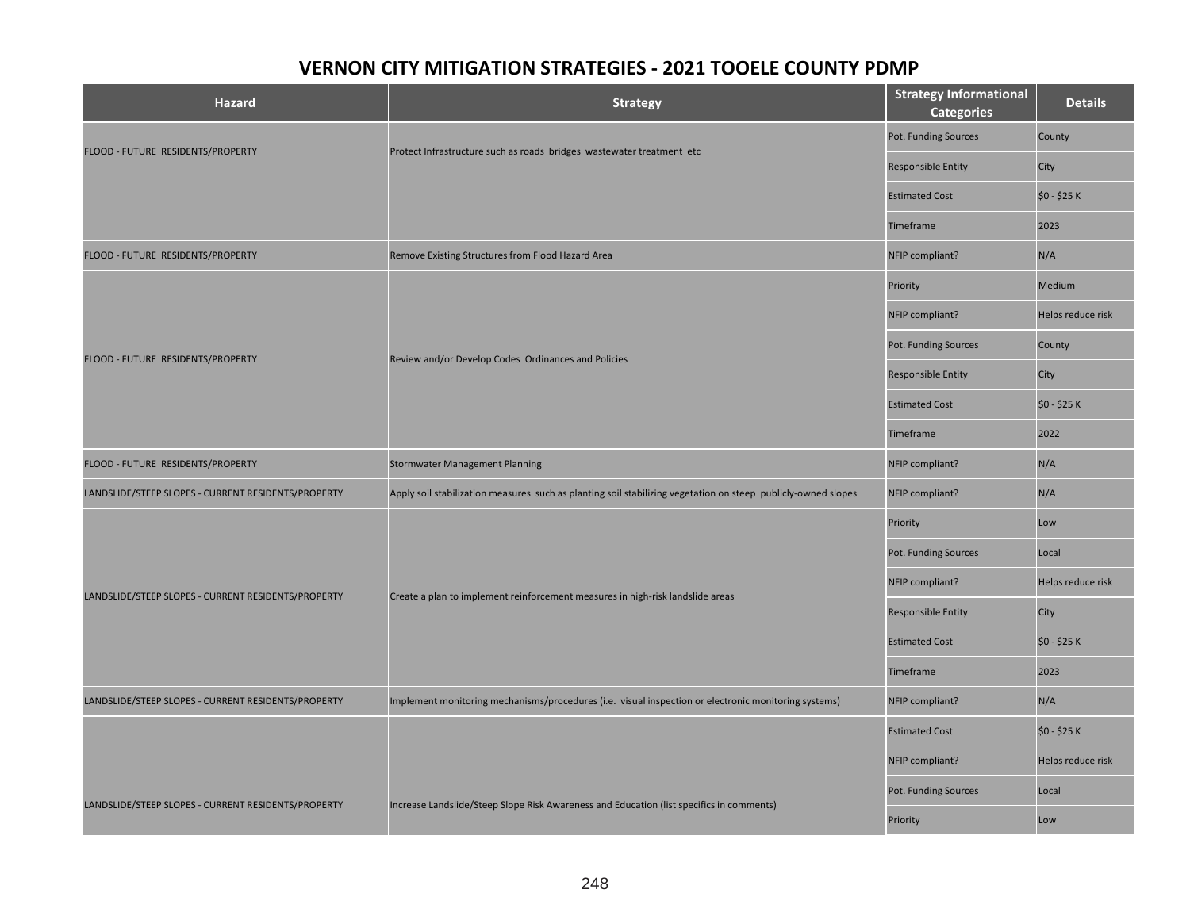# VERNON CITY MITIGATION STRATEGIES - 2021 TOOELE COUNTY PDMP

| Hazard | Strategy | Strategy Informational Categories | Details |
|---|---|---|---|
| FLOOD - FUTURE RESIDENTS/PROPERTY | Protect Infrastructure such as roads bridges wastewater treatment etc | Pot. Funding Sources | County |
| | | Responsible Entity | City |
| | | Estimated Cost | $0 - $25 K |
| | | Timeframe | 2023 |
| FLOOD - FUTURE RESIDENTS/PROPERTY | Remove Existing Structures from Flood Hazard Area | NFIP compliant? | N/A |
| FLOOD - FUTURE RESIDENTS/PROPERTY | Review and/or Develop Codes Ordinances and Policies | Priority | Medium |
| | | NFIP compliant? | Helps reduce risk |
| | | Pot. Funding Sources | County |
| | | Responsible Entity | City |
| | | Estimated Cost | $0 - $25 K |
| | | Timeframe | 2022 |
| FLOOD - FUTURE RESIDENTS/PROPERTY | Stormwater Management Planning | NFIP compliant? | N/A |
| LANDSLIDE/STEEP SLOPES - CURRENT RESIDENTS/PROPERTY | Apply soil stabilization measures such as planting soil stabilizing vegetation on steep publicly-owned slopes | NFIP compliant? | N/A |
| LANDSLIDE/STEEP SLOPES - CURRENT RESIDENTS/PROPERTY | Create a plan to implement reinforcement measures in high-risk landslide areas | Priority | Low |
| | | Pot. Funding Sources | Local |
| | | NFIP compliant? | Helps reduce risk |
| | | Responsible Entity | City |
| | | Estimated Cost | $0 - $25 K |
| | | Timeframe | 2023 |
| LANDSLIDE/STEEP SLOPES - CURRENT RESIDENTS/PROPERTY | Implement monitoring mechanisms/procedures (i.e. visual inspection or electronic monitoring systems) | NFIP compliant? | N/A |
| LANDSLIDE/STEEP SLOPES - CURRENT RESIDENTS/PROPERTY | Increase Landslide/Steep Slope Risk Awareness and Education (list specifics in comments) | Estimated Cost | $0 - $25 K |
| | | NFIP compliant? | Helps reduce risk |
| | | Pot. Funding Sources | Local |
| | | Priority | Low |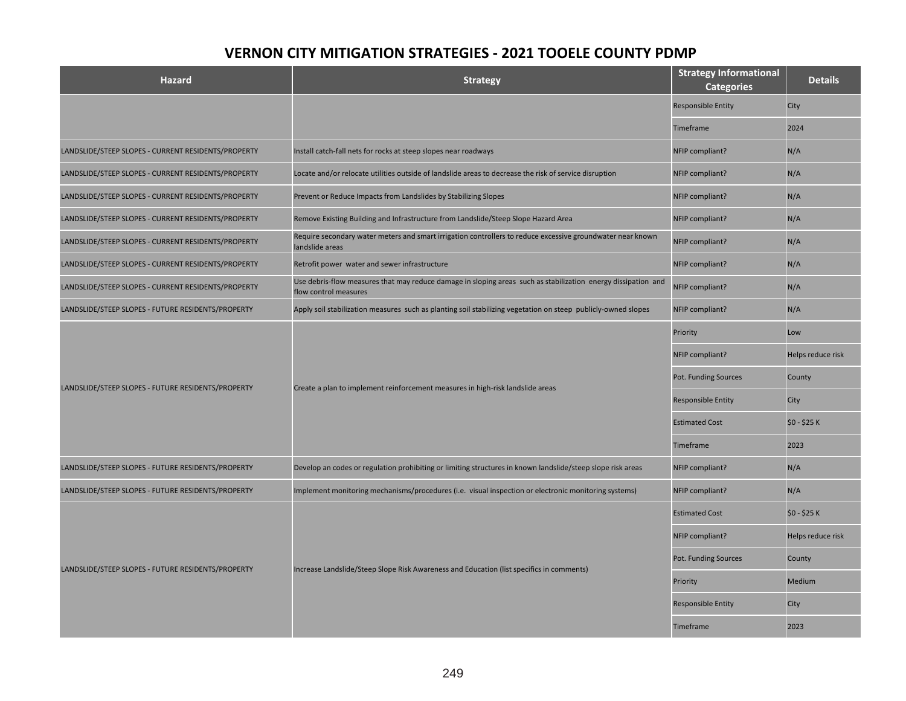# VERNON CITY MITIGATION STRATEGIES - 2021 TOOELE COUNTY PDMP

| Hazard | Strategy | Strategy Informational Categories | Details |
|---|---|---|---|
| | | Responsible Entity | City |
| | | Timeframe | 2024 |
| LANDSLIDE/STEEP SLOPES - CURRENT RESIDENTS/PROPERTY | Install catch-fall nets for rocks at steep slopes near roadways | NFIP compliant? | N/A |
| LANDSLIDE/STEEP SLOPES - CURRENT RESIDENTS/PROPERTY | Locate and/or relocate utilities outside of landslide areas to decrease the risk of service disruption | NFIP compliant? | N/A |
| LANDSLIDE/STEEP SLOPES - CURRENT RESIDENTS/PROPERTY | Prevent or Reduce Impacts from Landslides by Stabilizing Slopes | NFIP compliant? | N/A |
| LANDSLIDE/STEEP SLOPES - CURRENT RESIDENTS/PROPERTY | Remove Existing Building and Infrastructure from Landslide/Steep Slope Hazard Area | NFIP compliant? | N/A |
| LANDSLIDE/STEEP SLOPES - CURRENT RESIDENTS/PROPERTY | Require secondary water meters and smart irrigation controllers to reduce excessive groundwater near known landslide areas | NFIP compliant? | N/A |
| LANDSLIDE/STEEP SLOPES - CURRENT RESIDENTS/PROPERTY | Retrofit power water and sewer infrastructure | NFIP compliant? | N/A |
| LANDSLIDE/STEEP SLOPES - CURRENT RESIDENTS/PROPERTY | Use debris-flow measures that may reduce damage in sloping areas such as stabilization energy dissipation and flow control measures | NFIP compliant? | N/A |
| LANDSLIDE/STEEP SLOPES - FUTURE RESIDENTS/PROPERTY | Apply soil stabilization measures such as planting soil stabilizing vegetation on steep publicly-owned slopes | NFIP compliant? | N/A |
| LANDSLIDE/STEEP SLOPES - FUTURE RESIDENTS/PROPERTY | Create a plan to implement reinforcement measures in high-risk landslide areas | Priority | Low |
| | | NFIP compliant? | Helps reduce risk |
| | | Pot. Funding Sources | County |
| | | Responsible Entity | City |
| | | Estimated Cost | $0 - $25 K |
| | | Timeframe | 2023 |
| LANDSLIDE/STEEP SLOPES - FUTURE RESIDENTS/PROPERTY | Develop an codes or regulation prohibiting or limiting structures in known landslide/steep slope risk areas | NFIP compliant? | N/A |
| LANDSLIDE/STEEP SLOPES - FUTURE RESIDENTS/PROPERTY | Implement monitoring mechanisms/procedures (i.e. visual inspection or electronic monitoring systems) | NFIP compliant? | N/A |
| LANDSLIDE/STEEP SLOPES - FUTURE RESIDENTS/PROPERTY | Increase Landslide/Steep Slope Risk Awareness and Education (list specifics in comments) | Estimated Cost | $0 - $25 K |
| | | NFIP compliant? | Helps reduce risk |
| | | Pot. Funding Sources | County |
| | | Priority | Medium |
| | | Responsible Entity | City |
| | | Timeframe | 2023 |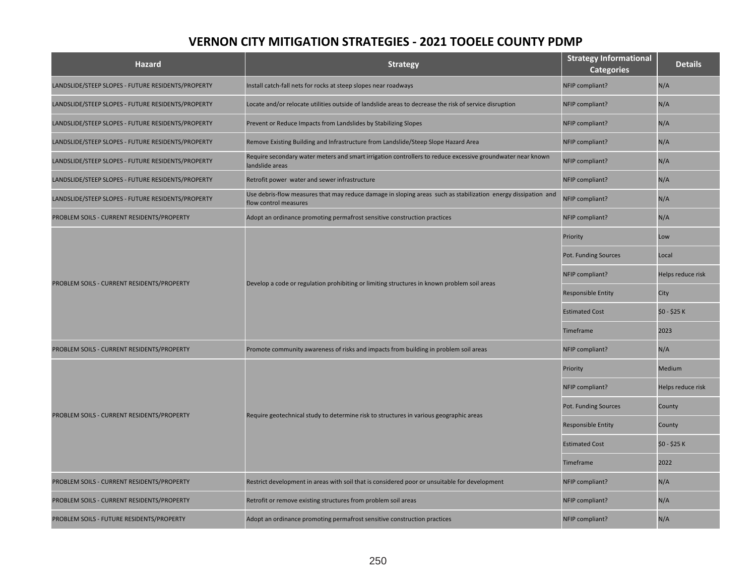## VERNON CITY MITIGATION STRATEGIES - 2021 TOOELE COUNTY PDMP

| Hazard | Strategy | Strategy Informational Categories | Details |
|---|---|---|---|
| LANDSLIDE/STEEP SLOPES - FUTURE RESIDENTS/PROPERTY | Install catch-fall nets for rocks at steep slopes near roadways | NFIP compliant? | N/A |
| LANDSLIDE/STEEP SLOPES - FUTURE RESIDENTS/PROPERTY | Locate and/or relocate utilities outside of landslide areas to decrease the risk of service disruption | NFIP compliant? | N/A |
| LANDSLIDE/STEEP SLOPES - FUTURE RESIDENTS/PROPERTY | Prevent or Reduce Impacts from Landslides by Stabilizing Slopes | NFIP compliant? | N/A |
| LANDSLIDE/STEEP SLOPES - FUTURE RESIDENTS/PROPERTY | Remove Existing Building and Infrastructure from Landslide/Steep Slope Hazard Area | NFIP compliant? | N/A |
| LANDSLIDE/STEEP SLOPES - FUTURE RESIDENTS/PROPERTY | Require secondary water meters and smart irrigation controllers to reduce excessive groundwater near known landslide areas | NFIP compliant? | N/A |
| LANDSLIDE/STEEP SLOPES - FUTURE RESIDENTS/PROPERTY | Retrofit power water and sewer infrastructure | NFIP compliant? | N/A |
| LANDSLIDE/STEEP SLOPES - FUTURE RESIDENTS/PROPERTY | Use debris-flow measures that may reduce damage in sloping areas such as stabilization energy dissipation and flow control measures | NFIP compliant? | N/A |
| PROBLEM SOILS - CURRENT RESIDENTS/PROPERTY | Adopt an ordinance promoting permafrost sensitive construction practices | NFIP compliant? | N/A |
| PROBLEM SOILS - CURRENT RESIDENTS/PROPERTY | Develop a code or regulation prohibiting or limiting structures in known problem soil areas | Priority | Low |
| | | Pot. Funding Sources | Local |
| | | NFIP compliant? | Helps reduce risk |
| | | Responsible Entity | City |
| | | Estimated Cost | $0 - $25 K |
| | | Timeframe | 2023 |
| PROBLEM SOILS - CURRENT RESIDENTS/PROPERTY | Promote community awareness of risks and impacts from building in problem soil areas | NFIP compliant? | N/A |
| PROBLEM SOILS - CURRENT RESIDENTS/PROPERTY | Require geotechnical study to determine risk to structures in various geographic areas | Priority | Medium |
| | | NFIP compliant? | Helps reduce risk |
| | | Pot. Funding Sources | County |
| | | Responsible Entity | County |
| | | Estimated Cost | $0 - $25 K |
| | | Timeframe | 2022 |
| PROBLEM SOILS - CURRENT RESIDENTS/PROPERTY | Restrict development in areas with soil that is considered poor or unsuitable for development | NFIP compliant? | N/A |
| PROBLEM SOILS - CURRENT RESIDENTS/PROPERTY | Retrofit or remove existing structures from problem soil areas | NFIP compliant? | N/A |
| PROBLEM SOILS - FUTURE RESIDENTS/PROPERTY | Adopt an ordinance promoting permafrost sensitive construction practices | NFIP compliant? | N/A |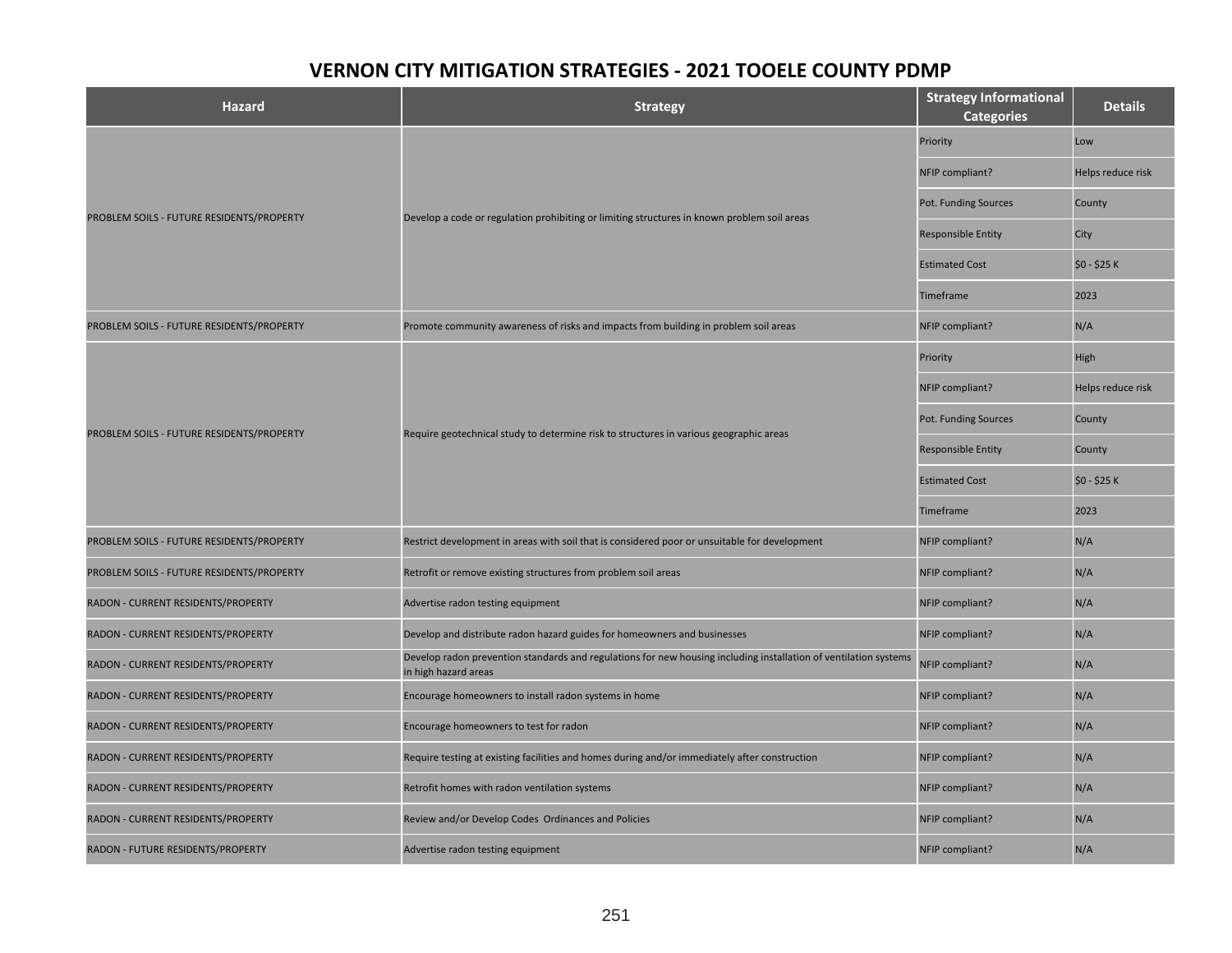# VERNON CITY MITIGATION STRATEGIES - 2021 TOOELE COUNTY PDMP

| Hazard | Strategy | Strategy Informational Categories | Details |
|---|---|---|---|
| PROBLEM SOILS - FUTURE RESIDENTS/PROPERTY | Develop a code or regulation prohibiting or limiting structures in known problem soil areas | Priority | Low |
| | | NFIP compliant? | Helps reduce risk |
| | | Pot. Funding Sources | County |
| | | Responsible Entity | City |
| | | Estimated Cost | $0 - $25 K |
| | | Timeframe | 2023 |
| PROBLEM SOILS - FUTURE RESIDENTS/PROPERTY | Promote community awareness of risks and impacts from building in problem soil areas | NFIP compliant? | N/A |
| PROBLEM SOILS - FUTURE RESIDENTS/PROPERTY | Require geotechnical study to determine risk to structures in various geographic areas | Priority | High |
| | | NFIP compliant? | Helps reduce risk |
| | | Pot. Funding Sources | County |
| | | Responsible Entity | County |
| | | Estimated Cost | $0 - $25 K |
| | | Timeframe | 2023 |
| PROBLEM SOILS - FUTURE RESIDENTS/PROPERTY | Restrict development in areas with soil that is considered poor or unsuitable for development | NFIP compliant? | N/A |
| PROBLEM SOILS - FUTURE RESIDENTS/PROPERTY | Retrofit or remove existing structures from problem soil areas | NFIP compliant? | N/A |
| RADON - CURRENT RESIDENTS/PROPERTY | Advertise radon testing equipment | NFIP compliant? | N/A |
| RADON - CURRENT RESIDENTS/PROPERTY | Develop and distribute radon hazard guides for homeowners and businesses | NFIP compliant? | N/A |
| RADON - CURRENT RESIDENTS/PROPERTY | Develop radon prevention standards and regulations for new housing including installation of ventilation systems in high hazard areas | NFIP compliant? | N/A |
| RADON - CURRENT RESIDENTS/PROPERTY | Encourage homeowners to install radon systems in home | NFIP compliant? | N/A |
| RADON - CURRENT RESIDENTS/PROPERTY | Encourage homeowners to test for radon | NFIP compliant? | N/A |
| RADON - CURRENT RESIDENTS/PROPERTY | Require testing at existing facilities and homes during and/or immediately after construction | NFIP compliant? | N/A |
| RADON - CURRENT RESIDENTS/PROPERTY | Retrofit homes with radon ventilation systems | NFIP compliant? | N/A |
| RADON - CURRENT RESIDENTS/PROPERTY | Review and/or Develop Codes Ordinances and Policies | NFIP compliant? | N/A |
| RADON - FUTURE RESIDENTS/PROPERTY | Advertise radon testing equipment | NFIP compliant? | N/A |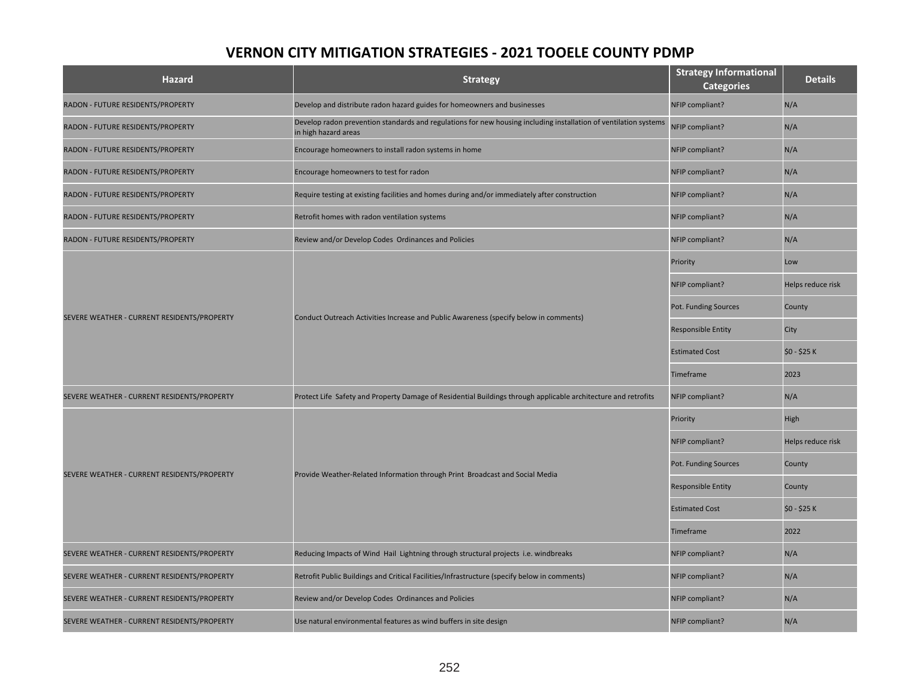# VERNON CITY MITIGATION STRATEGIES - 2021 TOOELE COUNTY PDMP

| Hazard | Strategy | Strategy Informational Categories | Details |
|---|---|---|---|
| RADON - FUTURE RESIDENTS/PROPERTY | Develop and distribute radon hazard guides for homeowners and businesses | NFIP compliant? | N/A |
| RADON - FUTURE RESIDENTS/PROPERTY | Develop radon prevention standards and regulations for new housing including installation of ventilation systems in high hazard areas | NFIP compliant? | N/A |
| RADON - FUTURE RESIDENTS/PROPERTY | Encourage homeowners to install radon systems in home | NFIP compliant? | N/A |
| RADON - FUTURE RESIDENTS/PROPERTY | Encourage homeowners to test for radon | NFIP compliant? | N/A |
| RADON - FUTURE RESIDENTS/PROPERTY | Require testing at existing facilities and homes during and/or immediately after construction | NFIP compliant? | N/A |
| RADON - FUTURE RESIDENTS/PROPERTY | Retrofit homes with radon ventilation systems | NFIP compliant? | N/A |
| RADON - FUTURE RESIDENTS/PROPERTY | Review and/or Develop Codes Ordinances and Policies | NFIP compliant? | N/A |
| SEVERE WEATHER - CURRENT RESIDENTS/PROPERTY | Conduct Outreach Activities Increase and Public Awareness (specify below in comments) | Priority | Low |
| | | NFIP compliant? | Helps reduce risk |
| | | Pot. Funding Sources | County |
| | | Responsible Entity | City |
| | | Estimated Cost | $0 - $25 K |
| | | Timeframe | 2023 |
| SEVERE WEATHER - CURRENT RESIDENTS/PROPERTY | Protect Life Safety and Property Damage of Residential Buildings through applicable architecture and retrofits | NFIP compliant? | N/A |
| SEVERE WEATHER - CURRENT RESIDENTS/PROPERTY | Provide Weather-Related Information through Print Broadcast and Social Media | Priority | High |
| | | NFIP compliant? | Helps reduce risk |
| | | Pot. Funding Sources | County |
| | | Responsible Entity | County |
| | | Estimated Cost | $0 - $25 K |
| | | Timeframe | 2022 |
| SEVERE WEATHER - CURRENT RESIDENTS/PROPERTY | Reducing Impacts of Wind Hail Lightning through structural projects i.e. windbreaks | NFIP compliant? | N/A |
| SEVERE WEATHER - CURRENT RESIDENTS/PROPERTY | Retrofit Public Buildings and Critical Facilities/Infrastructure (specify below in comments) | NFIP compliant? | N/A |
| SEVERE WEATHER - CURRENT RESIDENTS/PROPERTY | Review and/or Develop Codes Ordinances and Policies | NFIP compliant? | N/A |
| SEVERE WEATHER - CURRENT RESIDENTS/PROPERTY | Use natural environmental features as wind buffers in site design | NFIP compliant? | N/A |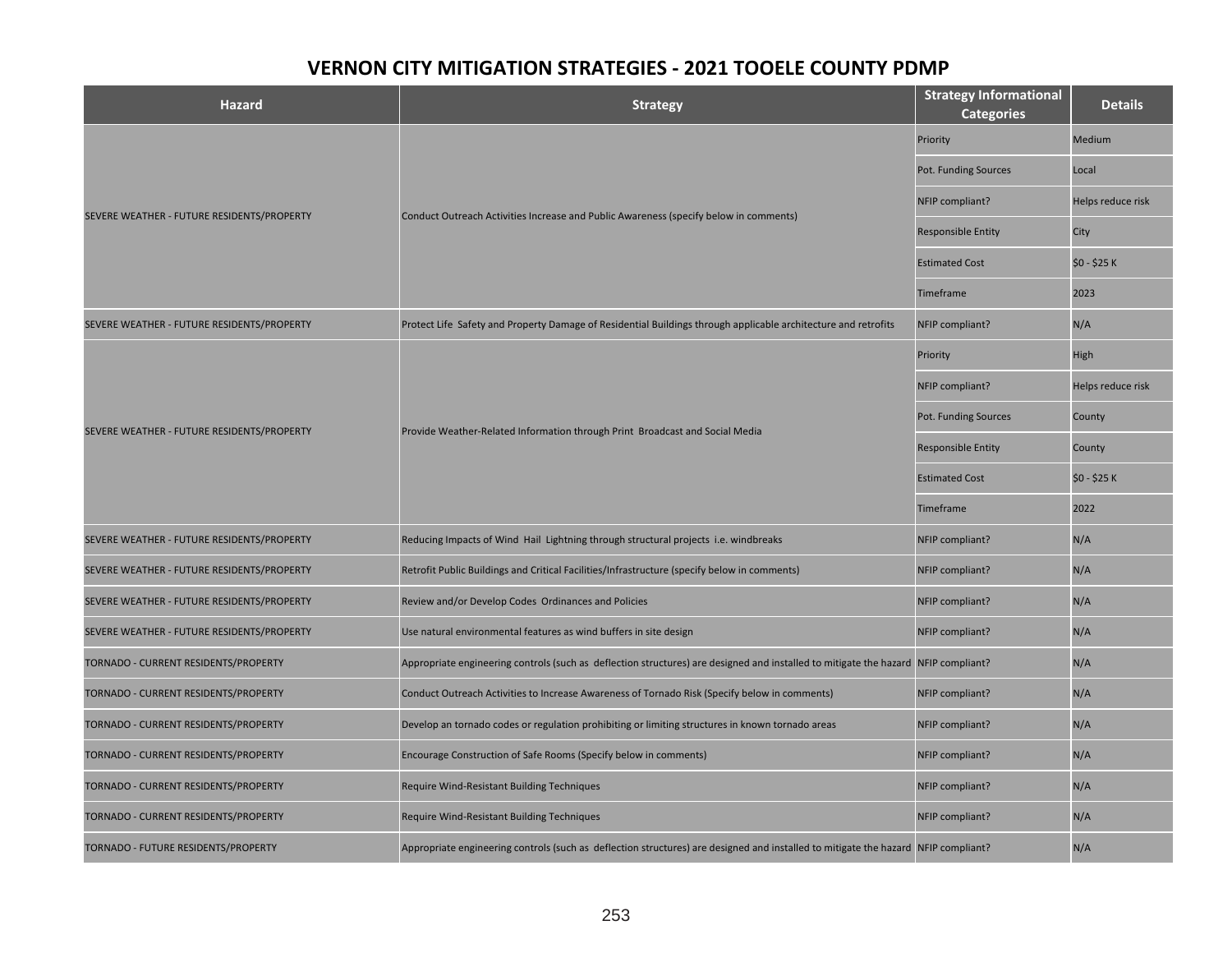## VERNON CITY MITIGATION STRATEGIES - 2021 TOOELE COUNTY PDMP

| Hazard | Strategy | Strategy Informational Categories | Details |
|---|---|---|---|
| SEVERE WEATHER - FUTURE RESIDENTS/PROPERTY | Conduct Outreach Activities Increase and Public Awareness (specify below in comments) | Priority | Medium |
| | | Pot. Funding Sources | Local |
| | | NFIP compliant? | Helps reduce risk |
| | | Responsible Entity | City |
| | | Estimated Cost | $0 - $25 K |
| | | Timeframe | 2023 |
| SEVERE WEATHER - FUTURE RESIDENTS/PROPERTY | Protect Life Safety and Property Damage of Residential Buildings through applicable architecture and retrofits | NFIP compliant? | N/A |
| SEVERE WEATHER - FUTURE RESIDENTS/PROPERTY | Provide Weather-Related Information through Print Broadcast and Social Media | Priority | High |
| | | NFIP compliant? | Helps reduce risk |
| | | Pot. Funding Sources | County |
| | | Responsible Entity | County |
| | | Estimated Cost | $0 - $25 K |
| | | Timeframe | 2022 |
| SEVERE WEATHER - FUTURE RESIDENTS/PROPERTY | Reducing Impacts of Wind Hail Lightning through structural projects i.e. windbreaks | NFIP compliant? | N/A |
| SEVERE WEATHER - FUTURE RESIDENTS/PROPERTY | Retrofit Public Buildings and Critical Facilities/Infrastructure (specify below in comments) | NFIP compliant? | N/A |
| SEVERE WEATHER - FUTURE RESIDENTS/PROPERTY | Review and/or Develop Codes Ordinances and Policies | NFIP compliant? | N/A |
| SEVERE WEATHER - FUTURE RESIDENTS/PROPERTY | Use natural environmental features as wind buffers in site design | NFIP compliant? | N/A |
| TORNADO - CURRENT RESIDENTS/PROPERTY | Appropriate engineering controls (such as deflection structures) are designed and installed to mitigate the hazard | NFIP compliant? | N/A |
| TORNADO - CURRENT RESIDENTS/PROPERTY | Conduct Outreach Activities to Increase Awareness of Tornado Risk (Specify below in comments) | NFIP compliant? | N/A |
| TORNADO - CURRENT RESIDENTS/PROPERTY | Develop an tornado codes or regulation prohibiting or limiting structures in known tornado areas | NFIP compliant? | N/A |
| TORNADO - CURRENT RESIDENTS/PROPERTY | Encourage Construction of Safe Rooms (Specify below in comments) | NFIP compliant? | N/A |
| TORNADO - CURRENT RESIDENTS/PROPERTY | Require Wind-Resistant Building Techniques | NFIP compliant? | N/A |
| TORNADO - CURRENT RESIDENTS/PROPERTY | Require Wind-Resistant Building Techniques | NFIP compliant? | N/A |
| TORNADO - FUTURE RESIDENTS/PROPERTY | Appropriate engineering controls (such as deflection structures) are designed and installed to mitigate the hazard | NFIP compliant? | N/A |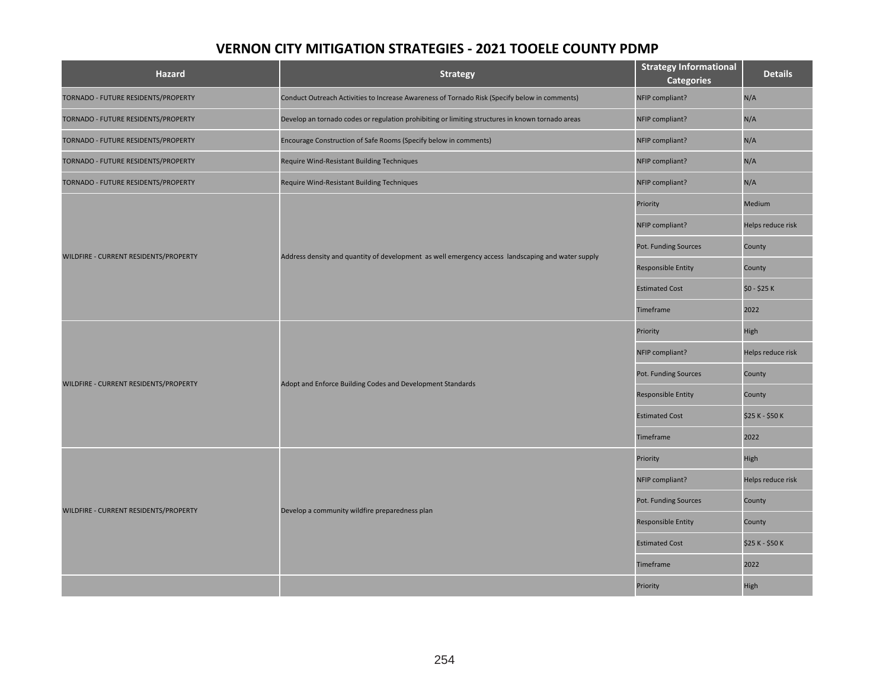# VERNON CITY MITIGATION STRATEGIES - 2021 TOOELE COUNTY PDMP

| Hazard | Strategy | Strategy Informational Categories | Details |
|---|---|---|---|
| TORNADO - FUTURE RESIDENTS/PROPERTY | Conduct Outreach Activities to Increase Awareness of Tornado Risk (Specify below in comments) | NFIP compliant? | N/A |
| TORNADO - FUTURE RESIDENTS/PROPERTY | Develop an tornado codes or regulation prohibiting or limiting structures in known tornado areas | NFIP compliant? | N/A |
| TORNADO - FUTURE RESIDENTS/PROPERTY | Encourage Construction of Safe Rooms (Specify below in comments) | NFIP compliant? | N/A |
| TORNADO - FUTURE RESIDENTS/PROPERTY | Require Wind-Resistant Building Techniques | NFIP compliant? | N/A |
| TORNADO - FUTURE RESIDENTS/PROPERTY | Require Wind-Resistant Building Techniques | NFIP compliant? | N/A |
| WILDFIRE - CURRENT RESIDENTS/PROPERTY | Address density and quantity of development as well emergency access landscaping and water supply | Priority | Medium |
| | | NFIP compliant? | Helps reduce risk |
| | | Pot. Funding Sources | County |
| | | Responsible Entity | County |
| | | Estimated Cost | $0 - $25 K |
| | | Timeframe | 2022 |
| WILDFIRE - CURRENT RESIDENTS/PROPERTY | Adopt and Enforce Building Codes and Development Standards | Priority | High |
| | | NFIP compliant? | Helps reduce risk |
| | | Pot. Funding Sources | County |
| | | Responsible Entity | County |
| | | Estimated Cost | $25 K - $50 K |
| | | Timeframe | 2022 |
| WILDFIRE - CURRENT RESIDENTS/PROPERTY | Develop a community wildfire preparedness plan | Priority | High |
| | | NFIP compliant? | Helps reduce risk |
| | | Pot. Funding Sources | County |
| | | Responsible Entity | County |
| | | Estimated Cost | $25 K - $50 K |
| | | Timeframe | 2022 |
| | | Priority | High |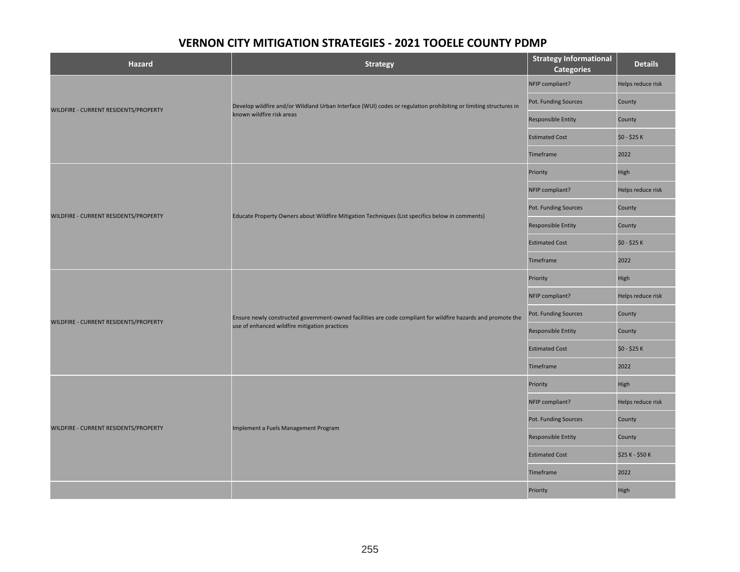# VERNON CITY MITIGATION STRATEGIES - 2021 TOOELE COUNTY PDMP

| Hazard | Strategy | Strategy Informational Categories | Details |
|---|---|---|---|
| WILDFIRE - CURRENT RESIDENTS/PROPERTY | Develop wildfire and/or Wildland Urban Interface (WUI) codes or regulation prohibiting or limiting structures in known wildfire risk areas | NFIP compliant? | Helps reduce risk |
| | | Pot. Funding Sources | County |
| | | Responsible Entity | County |
| | | Estimated Cost | $0 - $25 K |
| | | Timeframe | 2022 |
| WILDFIRE - CURRENT RESIDENTS/PROPERTY | Educate Property Owners about Wildfire Mitigation Techniques (List specifics below in comments) | Priority | High |
| | | NFIP compliant? | Helps reduce risk |
| | | Pot. Funding Sources | County |
| | | Responsible Entity | County |
| | | Estimated Cost | $0 - $25 K |
| | | Timeframe | 2022 |
| WILDFIRE - CURRENT RESIDENTS/PROPERTY | Ensure newly constructed government-owned facilities are code compliant for wildfire hazards and promote the use of enhanced wildfire mitigation practices | Priority | High |
| | | NFIP compliant? | Helps reduce risk |
| | | Pot. Funding Sources | County |
| | | Responsible Entity | County |
| | | Estimated Cost | $0 - $25 K |
| | | Timeframe | 2022 |
| WILDFIRE - CURRENT RESIDENTS/PROPERTY | Implement a Fuels Management Program | Priority | High |
| | | NFIP compliant? | Helps reduce risk |
| | | Pot. Funding Sources | County |
| | | Responsible Entity | County |
| | | Estimated Cost | $25 K - $50 K |
| | | Timeframe | 2022 |
| | | Priority | High |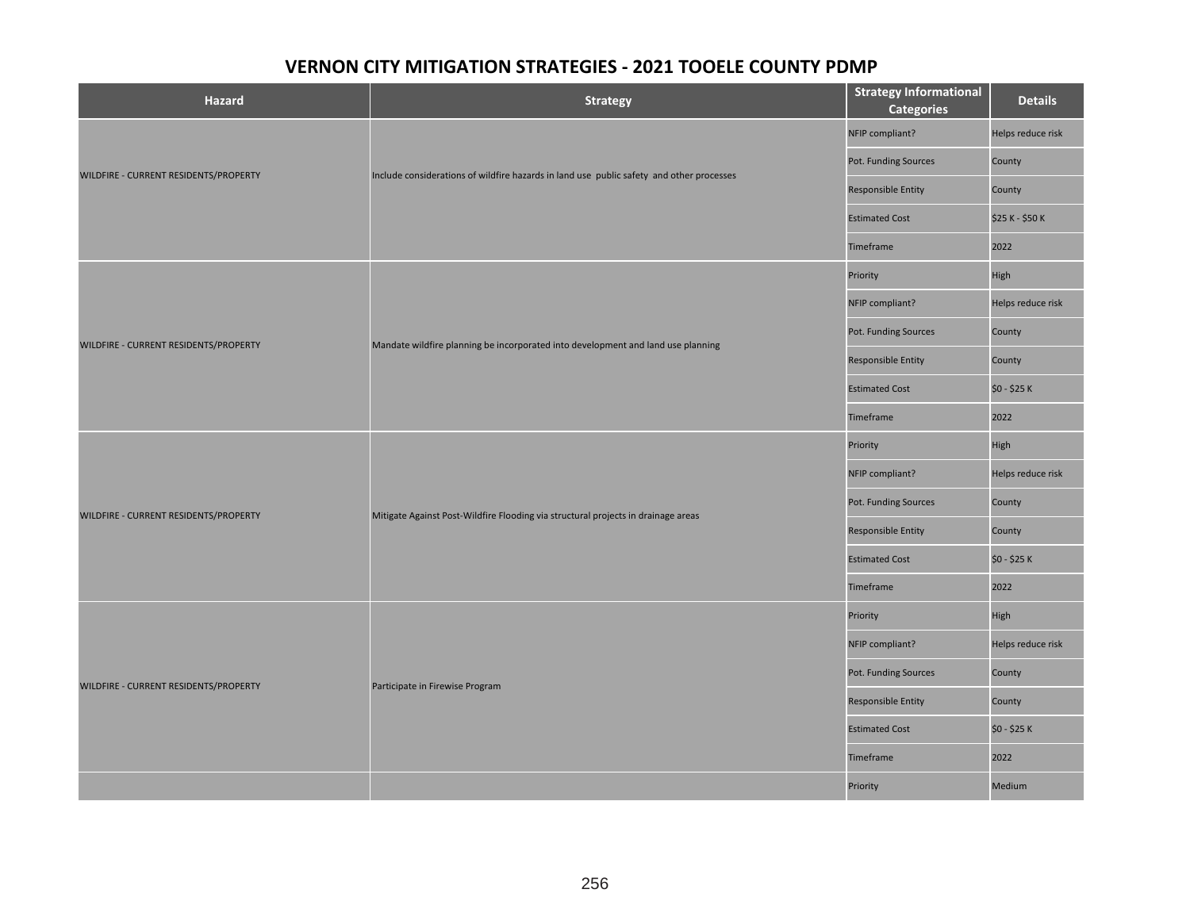## VERNON CITY MITIGATION STRATEGIES - 2021 TOOELE COUNTY PDMP

| Hazard | Strategy | Strategy Informational Categories | Details |
|---|---|---|---|
| WILDFIRE - CURRENT RESIDENTS/PROPERTY | Include considerations of wildfire hazards in land use  public safety  and other processes | NFIP compliant? | Helps reduce risk |
| | | Pot. Funding Sources | County |
| | | Responsible Entity | County |
| | | Estimated Cost | $25 K - $50 K |
| | | Timeframe | 2022 |
| | | Priority | High |
| WILDFIRE - CURRENT RESIDENTS/PROPERTY | Mandate wildfire planning be incorporated into development and land use planning | NFIP compliant? | Helps reduce risk |
| | | Pot. Funding Sources | County |
| | | Responsible Entity | County |
| | | Estimated Cost | $0 - $25 K |
| | | Timeframe | 2022 |
| | | Priority | High |
| WILDFIRE - CURRENT RESIDENTS/PROPERTY | Mitigate Against Post-Wildfire Flooding via structural projects in drainage areas | NFIP compliant? | Helps reduce risk |
| | | Pot. Funding Sources | County |
| | | Responsible Entity | County |
| | | Estimated Cost | $0 - $25 K |
| | | Timeframe | 2022 |
| | | Priority | High |
| WILDFIRE - CURRENT RESIDENTS/PROPERTY | Participate in Firewise Program | NFIP compliant? | Helps reduce risk |
| | | Pot. Funding Sources | County |
| | | Responsible Entity | County |
| | | Estimated Cost | $0 - $25 K |
| | | Timeframe | 2022 |
| | | Priority | Medium |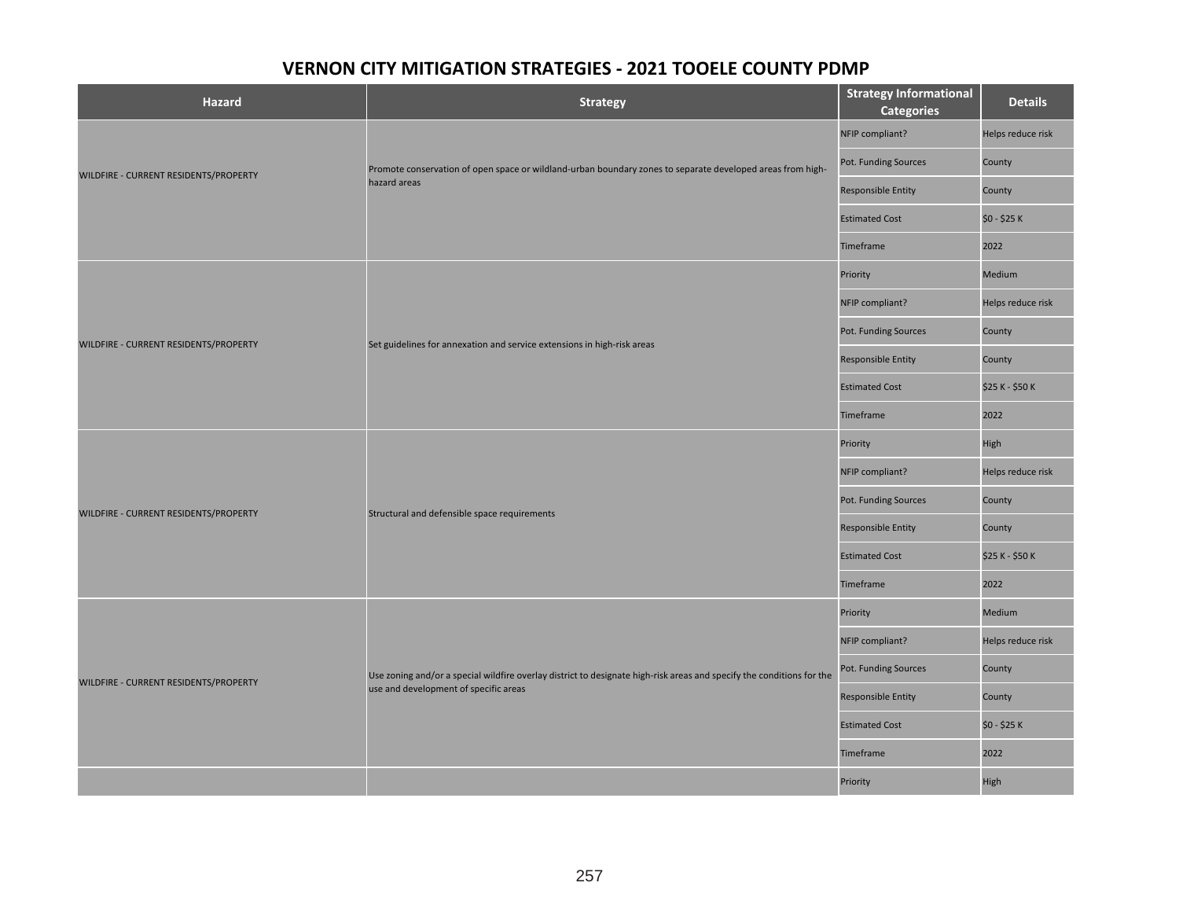# VERNON CITY MITIGATION STRATEGIES - 2021 TOOELE COUNTY PDMP

| Hazard | Strategy | Strategy Informational Categories | Details |
|---|---|---|---|
| WILDFIRE - CURRENT RESIDENTS/PROPERTY | Promote conservation of open space or wildland-urban boundary zones to separate developed areas from high-hazard areas | NFIP compliant? | Helps reduce risk |
| | | Pot. Funding Sources | County |
| | | Responsible Entity | County |
| | | Estimated Cost | $0 - $25 K |
| | | Timeframe | 2022 |
| | | Priority | Medium |
| WILDFIRE - CURRENT RESIDENTS/PROPERTY | Set guidelines for annexation and service extensions in high-risk areas | NFIP compliant? | Helps reduce risk |
| | | Pot. Funding Sources | County |
| | | Responsible Entity | County |
| | | Estimated Cost | $25 K - $50 K |
| | | Timeframe | 2022 |
| | | Priority | High |
| WILDFIRE - CURRENT RESIDENTS/PROPERTY | Structural and defensible space requirements | NFIP compliant? | Helps reduce risk |
| | | Pot. Funding Sources | County |
| | | Responsible Entity | County |
| | | Estimated Cost | $25 K - $50 K |
| | | Timeframe | 2022 |
| | | Priority | Medium |
| WILDFIRE - CURRENT RESIDENTS/PROPERTY | Use zoning and/or a special wildfire overlay district to designate high-risk areas and specify the conditions for the use and development of specific areas | NFIP compliant? | Helps reduce risk |
| | | Pot. Funding Sources | County |
| | | Responsible Entity | County |
| | | Estimated Cost | $0 - $25 K |
| | | Timeframe | 2022 |
| | | Priority | High |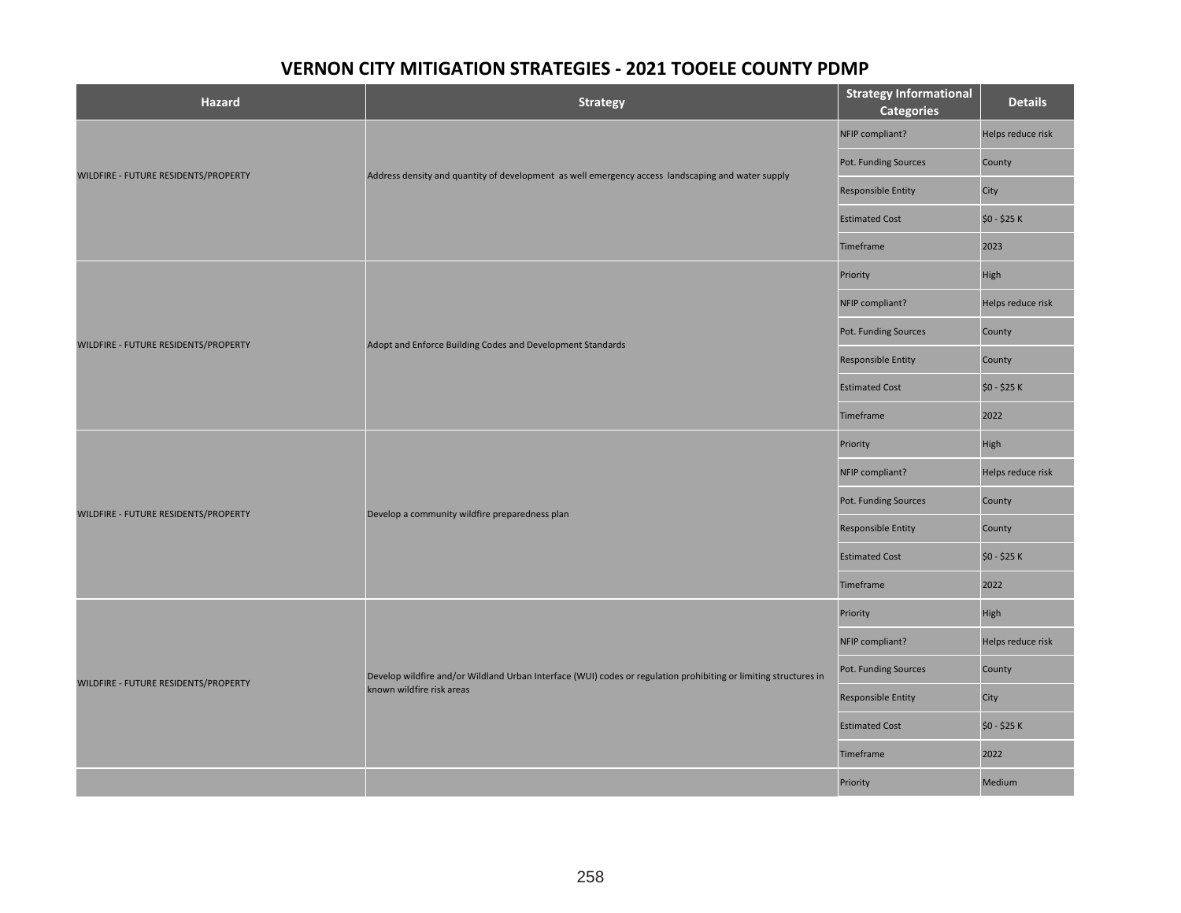## VERNON CITY MITIGATION STRATEGIES - 2021 TOOELE COUNTY PDMP

| Hazard | Strategy | Strategy Informational Categories | Details |
|---|---|---|---|
| WILDFIRE - FUTURE RESIDENTS/PROPERTY | Address density and quantity of development as well emergency access landscaping and water supply | NFIP compliant? | Helps reduce risk |
| | | Pot. Funding Sources | County |
| | | Responsible Entity | City |
| | | Estimated Cost | $0 - $25 K |
| | | Timeframe | 2023 |
| WILDFIRE - FUTURE RESIDENTS/PROPERTY | Adopt and Enforce Building Codes and Development Standards | Priority | High |
| | | NFIP compliant? | Helps reduce risk |
| | | Pot. Funding Sources | County |
| | | Responsible Entity | County |
| | | Estimated Cost | $0 - $25 K |
| | | Timeframe | 2022 |
| WILDFIRE - FUTURE RESIDENTS/PROPERTY | Develop a community wildfire preparedness plan | Priority | High |
| | | NFIP compliant? | Helps reduce risk |
| | | Pot. Funding Sources | County |
| | | Responsible Entity | County |
| | | Estimated Cost | $0 - $25 K |
| | | Timeframe | 2022 |
| WILDFIRE - FUTURE RESIDENTS/PROPERTY | Develop wildfire and/or Wildland Urban Interface (WUI) codes or regulation prohibiting or limiting structures in known wildfire risk areas | Priority | High |
| | | NFIP compliant? | Helps reduce risk |
| | | Pot. Funding Sources | County |
| | | Responsible Entity | City |
| | | Estimated Cost | $0 - $25 K |
| | | Timeframe | 2022 |
| | | Priority | Medium |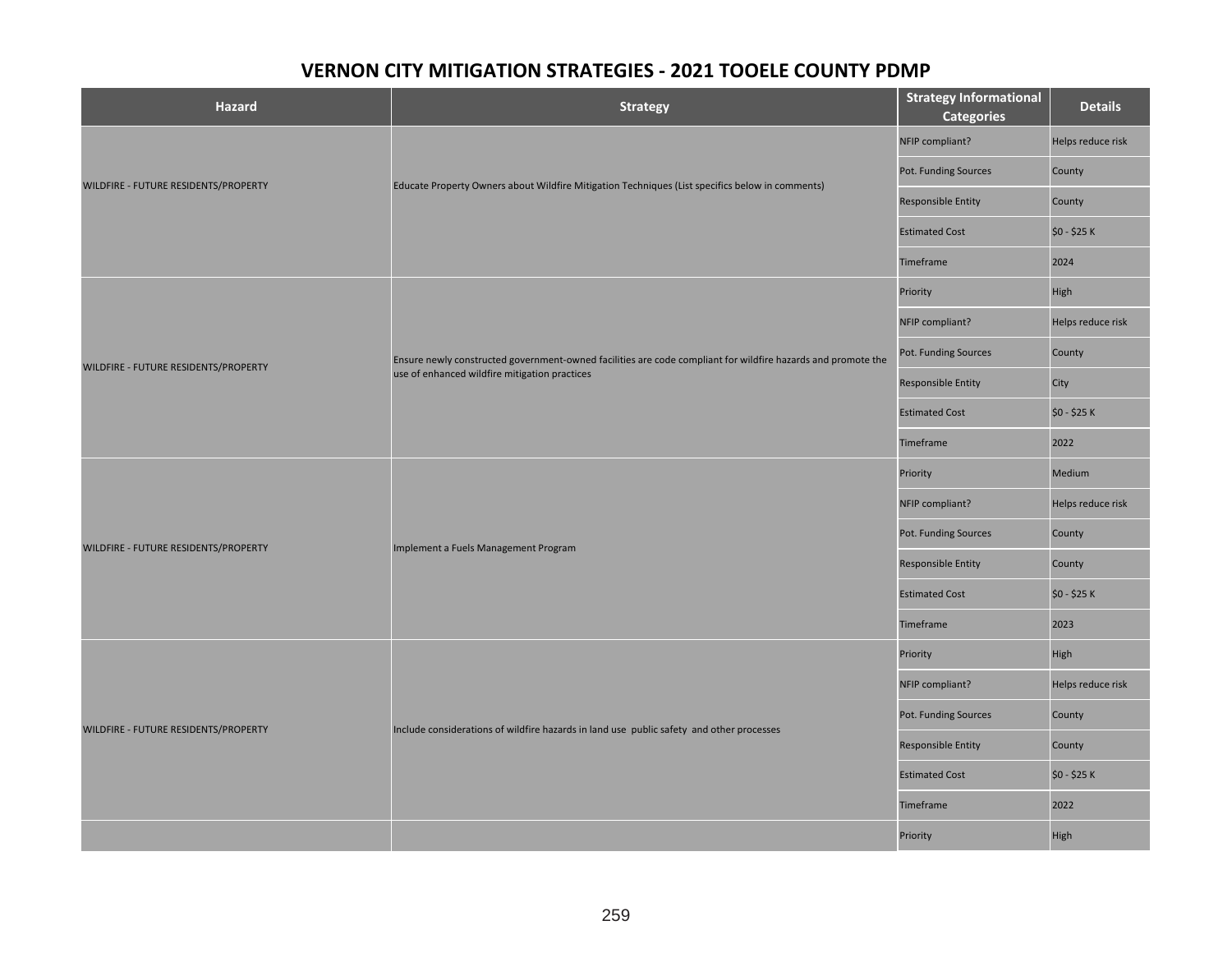# VERNON CITY MITIGATION STRATEGIES - 2021 TOOELE COUNTY PDMP

| Hazard | Strategy | Strategy Informational Categories | Details |
|---|---|---|---|
| WILDFIRE - FUTURE RESIDENTS/PROPERTY | Educate Property Owners about Wildfire Mitigation Techniques (List specifics below in comments) | NFIP compliant? | Helps reduce risk |
| | | Pot. Funding Sources | County |
| | | Responsible Entity | County |
| | | Estimated Cost | $0 - $25 K |
| | | Timeframe | 2024 |
| WILDFIRE - FUTURE RESIDENTS/PROPERTY | Ensure newly constructed government-owned facilities are code compliant for wildfire hazards and promote the use of enhanced wildfire mitigation practices | Priority | High |
| | | NFIP compliant? | Helps reduce risk |
| | | Pot. Funding Sources | County |
| | | Responsible Entity | City |
| | | Estimated Cost | $0 - $25 K |
| | | Timeframe | 2022 |
| WILDFIRE - FUTURE RESIDENTS/PROPERTY | Implement a Fuels Management Program | Priority | Medium |
| | | NFIP compliant? | Helps reduce risk |
| | | Pot. Funding Sources | County |
| | | Responsible Entity | County |
| | | Estimated Cost | $0 - $25 K |
| | | Timeframe | 2023 |
| WILDFIRE - FUTURE RESIDENTS/PROPERTY | Include considerations of wildfire hazards in land use public safety and other processes | Priority | High |
| | | NFIP compliant? | Helps reduce risk |
| | | Pot. Funding Sources | County |
| | | Responsible Entity | County |
| | | Estimated Cost | $0 - $25 K |
| | | Timeframe | 2022 |
| | | Priority | High |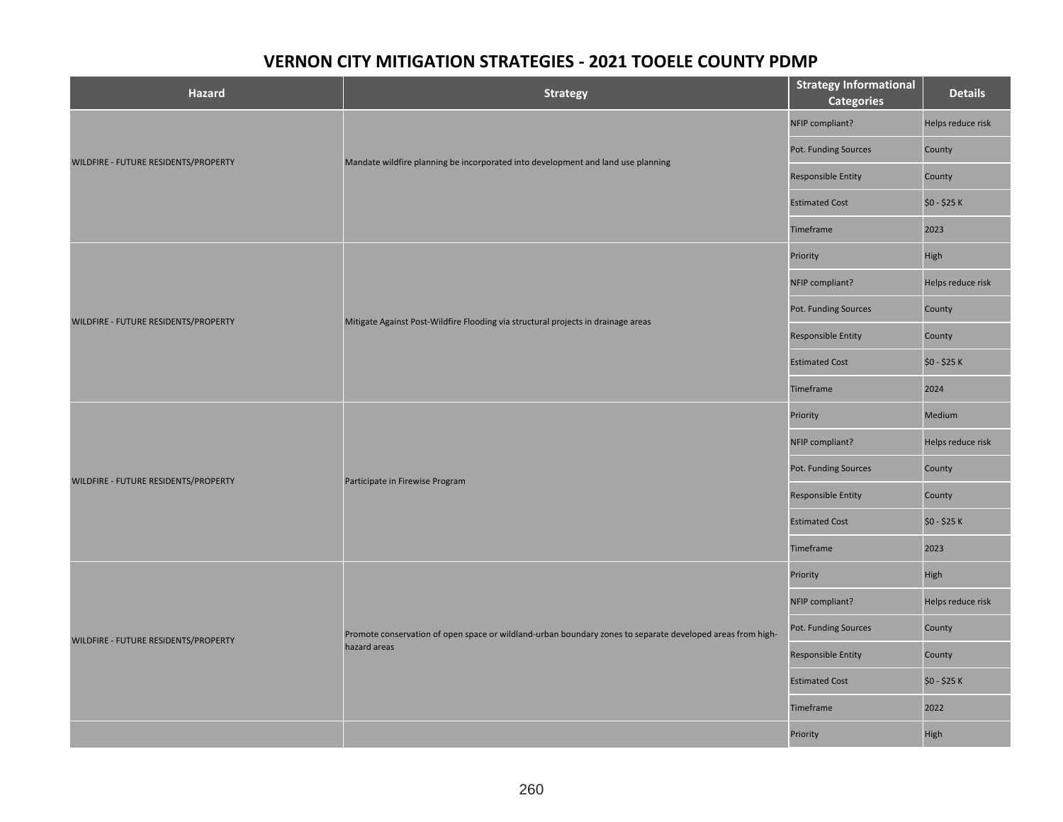# VERNON CITY MITIGATION STRATEGIES - 2021 TOOELE COUNTY PDMP

| Hazard | Strategy | Strategy Informational Categories | Details |
|---|---|---|---|
| WILDFIRE - FUTURE RESIDENTS/PROPERTY | Mandate wildfire planning be incorporated into development and land use planning | NFIP compliant? | Helps reduce risk |
| | | Pot. Funding Sources | County |
| | | Responsible Entity | County |
| | | Estimated Cost | $0 - $25 K |
| | | Timeframe | 2023 |
| | | Priority | High |
| WILDFIRE - FUTURE RESIDENTS/PROPERTY | Mitigate Against Post-Wildfire Flooding via structural projects in drainage areas | NFIP compliant? | Helps reduce risk |
| | | Pot. Funding Sources | County |
| | | Responsible Entity | County |
| | | Estimated Cost | $0 - $25 K |
| | | Timeframe | 2024 |
| | | Priority | Medium |
| WILDFIRE - FUTURE RESIDENTS/PROPERTY | Participate in Firewise Program | NFIP compliant? | Helps reduce risk |
| | | Pot. Funding Sources | County |
| | | Responsible Entity | County |
| | | Estimated Cost | $0 - $25 K |
| | | Timeframe | 2023 |
| | | Priority | High |
| WILDFIRE - FUTURE RESIDENTS/PROPERTY | Promote conservation of open space or wildland-urban boundary zones to separate developed areas from high-hazard areas | NFIP compliant? | Helps reduce risk |
| | | Pot. Funding Sources | County |
| | | Responsible Entity | County |
| | | Estimated Cost | $0 - $25 K |
| | | Timeframe | 2022 |
| | | Priority | High |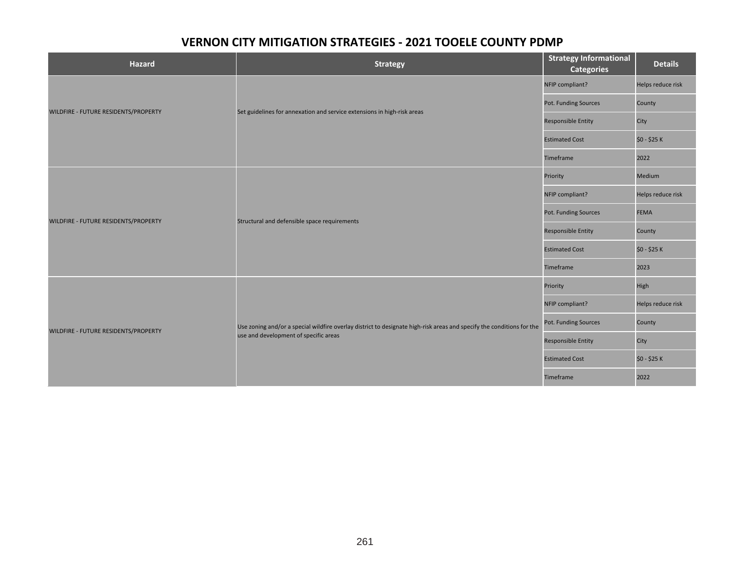# VERNON CITY MITIGATION STRATEGIES - 2021 TOOELE COUNTY PDMP

| Hazard | Strategy | Strategy Informational Categories | Details |
|---|---|---|---|
| WILDFIRE - FUTURE RESIDENTS/PROPERTY | Set guidelines for annexation and service extensions in high-risk areas | NFIP compliant? | Helps reduce risk |
| | | Pot. Funding Sources | County |
| | | Responsible Entity | City |
| | | Estimated Cost | $0 - $25 K |
| | | Timeframe | 2022 |
| WILDFIRE - FUTURE RESIDENTS/PROPERTY | Structural and defensible space requirements | Priority | Medium |
| | | NFIP compliant? | Helps reduce risk |
| | | Pot. Funding Sources | FEMA |
| | | Responsible Entity | County |
| | | Estimated Cost | $0 - $25 K |
| | | Timeframe | 2023 |
| WILDFIRE - FUTURE RESIDENTS/PROPERTY | Use zoning and/or a special wildfire overlay district to designate high-risk areas and specify the conditions for the use and development of specific areas | Priority | High |
| | | NFIP compliant? | Helps reduce risk |
| | | Pot. Funding Sources | County |
| | | Responsible Entity | City |
| | | Estimated Cost | $0 - $25 K |
| | | Timeframe | 2022 |